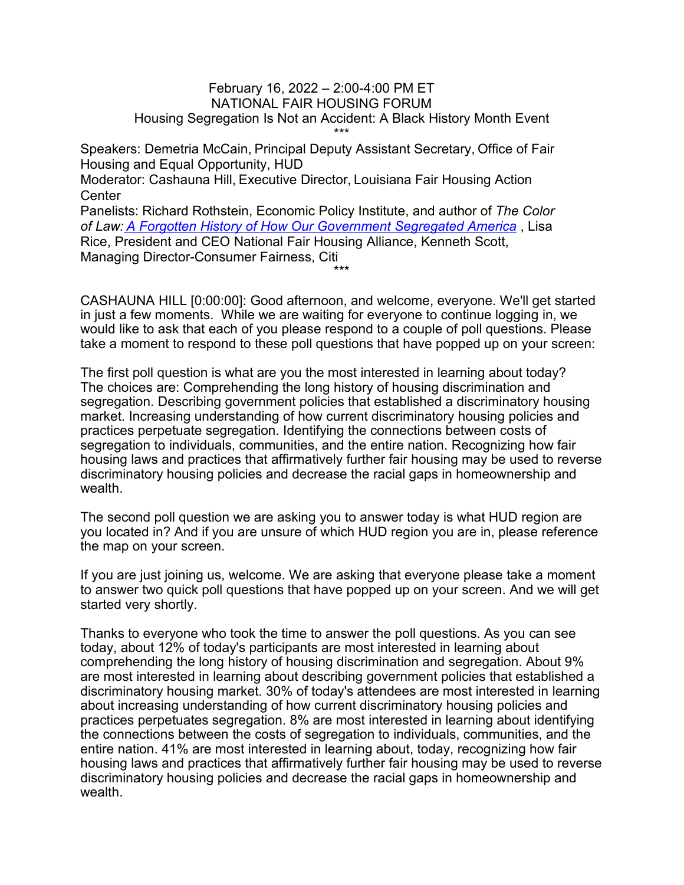February 16, 2022 – 2:00-4:00 PM ET
NATIONAL FAIR HOUSING FORUM
Housing Segregation Is Not an Accident: A Black History Month Event

\*\*\*

Speakers: Demetria McCain, Principal Deputy Assistant Secretary, Office of Fair Housing and Equal Opportunity, HUD
Moderator: Cashauna Hill, Executive Director, Louisiana Fair Housing Action Center
Panelists: Richard Rothstein, Economic Policy Institute, and author of *The Color of Law: A Forgotten History of How Our Government Segregated America* , Lisa Rice, President and CEO National Fair Housing Alliance, Kenneth Scott, Managing Director-Consumer Fairness, Citi

\*\*\*

CASHAUNA HILL [0:00:00]: Good afternoon, and welcome, everyone. We'll get started in just a few moments. While we are waiting for everyone to continue logging in, we would like to ask that each of you please respond to a couple of poll questions. Please take a moment to respond to these poll questions that have popped up on your screen:

The first poll question is what are you the most interested in learning about today? The choices are: Comprehending the long history of housing discrimination and segregation. Describing government policies that established a discriminatory housing market. Increasing understanding of how current discriminatory housing policies and practices perpetuate segregation. Identifying the connections between costs of segregation to individuals, communities, and the entire nation. Recognizing how fair housing laws and practices that affirmatively further fair housing may be used to reverse discriminatory housing policies and decrease the racial gaps in homeownership and wealth.

The second poll question we are asking you to answer today is what HUD region are you located in? And if you are unsure of which HUD region you are in, please reference the map on your screen.

If you are just joining us, welcome. We are asking that everyone please take a moment to answer two quick poll questions that have popped up on your screen. And we will get started very shortly.

Thanks to everyone who took the time to answer the poll questions. As you can see today, about 12% of today's participants are most interested in learning about comprehending the long history of housing discrimination and segregation. About 9% are most interested in learning about describing government policies that established a discriminatory housing market. 30% of today's attendees are most interested in learning about increasing understanding of how current discriminatory housing policies and practices perpetuates segregation. 8% are most interested in learning about identifying the connections between the costs of segregation to individuals, communities, and the entire nation. 41% are most interested in learning about, today, recognizing how fair housing laws and practices that affirmatively further fair housing may be used to reverse discriminatory housing policies and decrease the racial gaps in homeownership and wealth.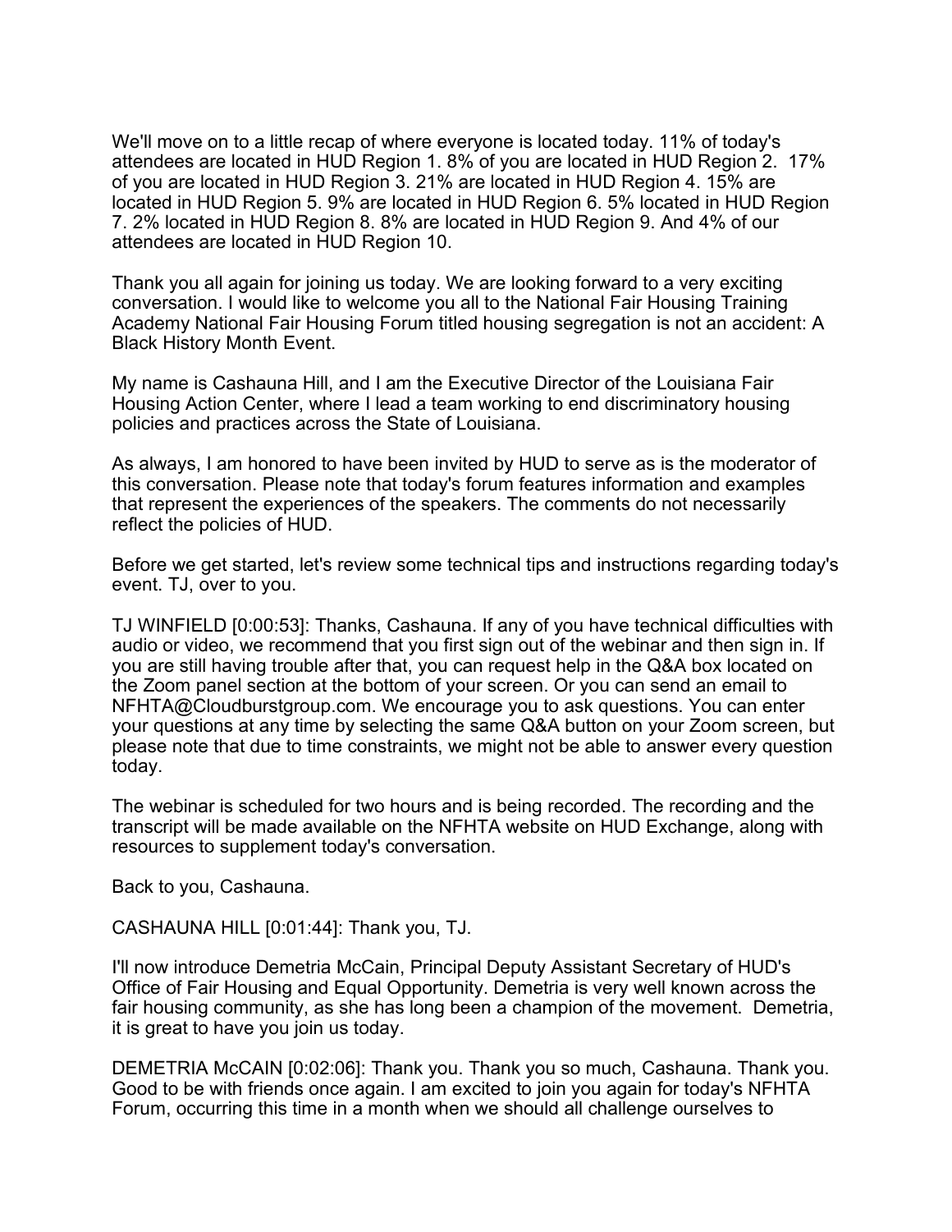We'll move on to a little recap of where everyone is located today. 11% of today's attendees are located in HUD Region 1. 8% of you are located in HUD Region 2. 17% of you are located in HUD Region 3. 21% are located in HUD Region 4. 15% are located in HUD Region 5. 9% are located in HUD Region 6. 5% located in HUD Region 7. 2% located in HUD Region 8. 8% are located in HUD Region 9. And 4% of our attendees are located in HUD Region 10.

Thank you all again for joining us today. We are looking forward to a very exciting conversation. I would like to welcome you all to the National Fair Housing Training Academy National Fair Housing Forum titled housing segregation is not an accident: A Black History Month Event.

My name is Cashauna Hill, and I am the Executive Director of the Louisiana Fair Housing Action Center, where I lead a team working to end discriminatory housing policies and practices across the State of Louisiana.

As always, I am honored to have been invited by HUD to serve as is the moderator of this conversation. Please note that today's forum features information and examples that represent the experiences of the speakers. The comments do not necessarily reflect the policies of HUD.

Before we get started, let's review some technical tips and instructions regarding today's event. TJ, over to you.

TJ WINFIELD [0:00:53]: Thanks, Cashauna. If any of you have technical difficulties with audio or video, we recommend that you first sign out of the webinar and then sign in. If you are still having trouble after that, you can request help in the Q&A box located on the Zoom panel section at the bottom of your screen. Or you can send an email to NFHTA@Cloudburstgroup.com. We encourage you to ask questions. You can enter your questions at any time by selecting the same Q&A button on your Zoom screen, but please note that due to time constraints, we might not be able to answer every question today.

The webinar is scheduled for two hours and is being recorded. The recording and the transcript will be made available on the NFHTA website on HUD Exchange, along with resources to supplement today's conversation.

Back to you, Cashauna.

CASHAUNA HILL [0:01:44]: Thank you, TJ.

I'll now introduce Demetria McCain, Principal Deputy Assistant Secretary of HUD's Office of Fair Housing and Equal Opportunity. Demetria is very well known across the fair housing community, as she has long been a champion of the movement. Demetria, it is great to have you join us today.

DEMETRIA McCAIN [0:02:06]: Thank you. Thank you so much, Cashauna. Thank you. Good to be with friends once again. I am excited to join you again for today's NFHTA Forum, occurring this time in a month when we should all challenge ourselves to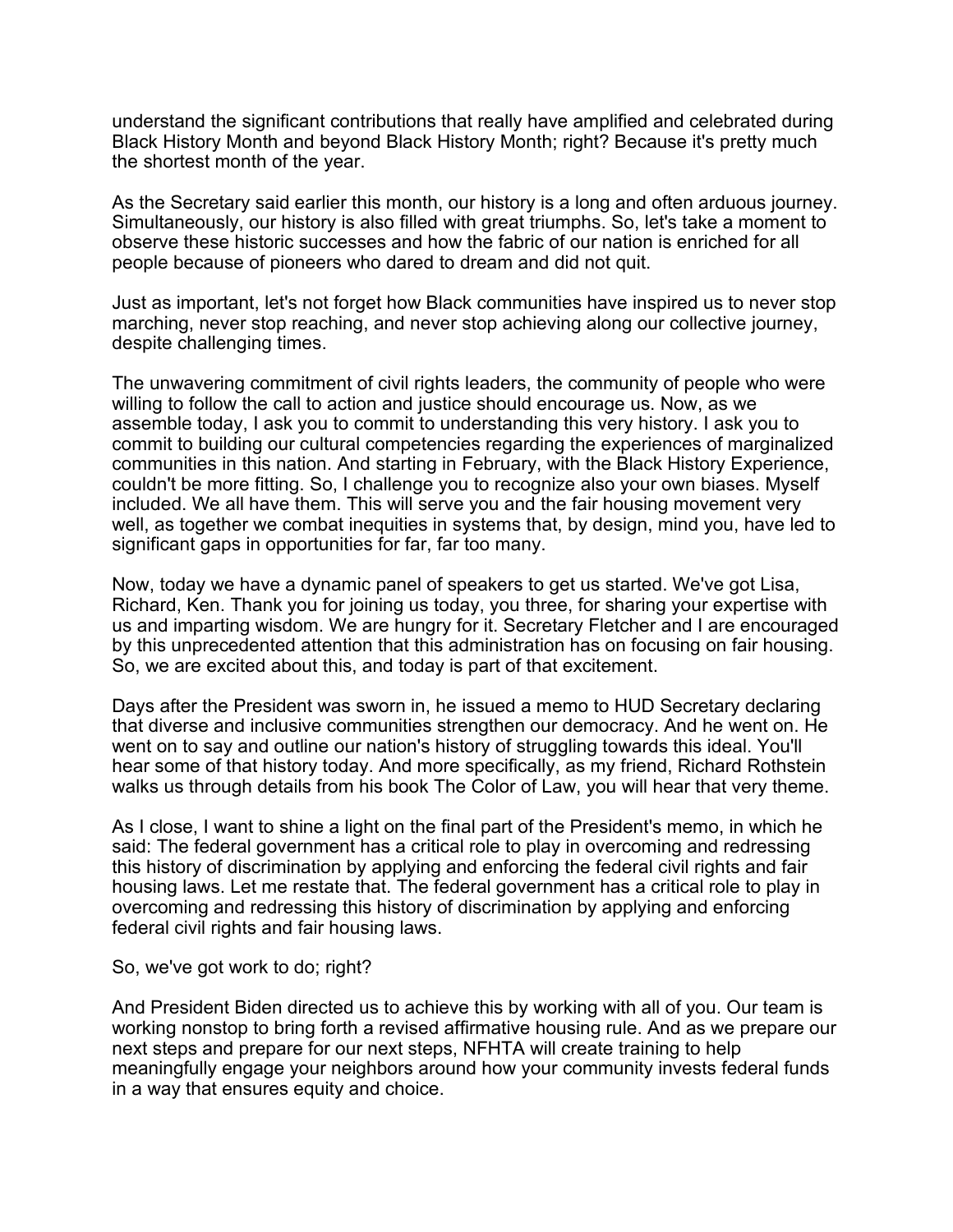understand the significant contributions that really have amplified and celebrated during Black History Month and beyond Black History Month; right? Because it's pretty much the shortest month of the year.

As the Secretary said earlier this month, our history is a long and often arduous journey. Simultaneously, our history is also filled with great triumphs. So, let's take a moment to observe these historic successes and how the fabric of our nation is enriched for all people because of pioneers who dared to dream and did not quit.

Just as important, let's not forget how Black communities have inspired us to never stop marching, never stop reaching, and never stop achieving along our collective journey, despite challenging times.

The unwavering commitment of civil rights leaders, the community of people who were willing to follow the call to action and justice should encourage us. Now, as we assemble today, I ask you to commit to understanding this very history. I ask you to commit to building our cultural competencies regarding the experiences of marginalized communities in this nation. And starting in February, with the Black History Experience, couldn't be more fitting. So, I challenge you to recognize also your own biases. Myself included. We all have them. This will serve you and the fair housing movement very well, as together we combat inequities in systems that, by design, mind you, have led to significant gaps in opportunities for far, far too many.

Now, today we have a dynamic panel of speakers to get us started. We've got Lisa, Richard, Ken. Thank you for joining us today, you three, for sharing your expertise with us and imparting wisdom. We are hungry for it. Secretary Fletcher and I are encouraged by this unprecedented attention that this administration has on focusing on fair housing. So, we are excited about this, and today is part of that excitement.

Days after the President was sworn in, he issued a memo to HUD Secretary declaring that diverse and inclusive communities strengthen our democracy. And he went on. He went on to say and outline our nation's history of struggling towards this ideal. You'll hear some of that history today. And more specifically, as my friend, Richard Rothstein walks us through details from his book The Color of Law, you will hear that very theme.

As I close, I want to shine a light on the final part of the President's memo, in which he said: The federal government has a critical role to play in overcoming and redressing this history of discrimination by applying and enforcing the federal civil rights and fair housing laws. Let me restate that. The federal government has a critical role to play in overcoming and redressing this history of discrimination by applying and enforcing federal civil rights and fair housing laws.

So, we've got work to do; right?

And President Biden directed us to achieve this by working with all of you. Our team is working nonstop to bring forth a revised affirmative housing rule. And as we prepare our next steps and prepare for our next steps, NFHTA will create training to help meaningfully engage your neighbors around how your community invests federal funds in a way that ensures equity and choice.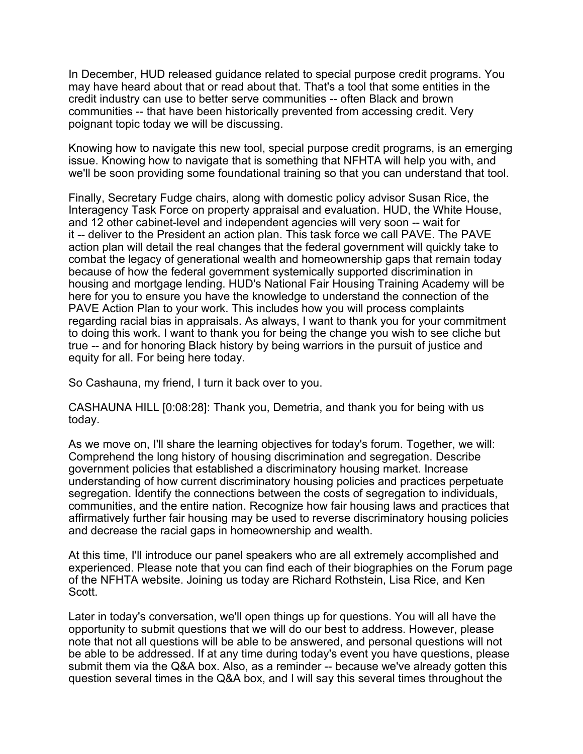In December, HUD released guidance related to special purpose credit programs. You may have heard about that or read about that. That's a tool that some entities in the credit industry can use to better serve communities -- often Black and brown communities -- that have been historically prevented from accessing credit. Very poignant topic today we will be discussing.

Knowing how to navigate this new tool, special purpose credit programs, is an emerging issue. Knowing how to navigate that is something that NFHTA will help you with, and we'll be soon providing some foundational training so that you can understand that tool.

Finally, Secretary Fudge chairs, along with domestic policy advisor Susan Rice, the Interagency Task Force on property appraisal and evaluation. HUD, the White House, and 12 other cabinet-level and independent agencies will very soon -- wait for it -- deliver to the President an action plan. This task force we call PAVE. The PAVE action plan will detail the real changes that the federal government will quickly take to combat the legacy of generational wealth and homeownership gaps that remain today because of how the federal government systemically supported discrimination in housing and mortgage lending. HUD's National Fair Housing Training Academy will be here for you to ensure you have the knowledge to understand the connection of the PAVE Action Plan to your work. This includes how you will process complaints regarding racial bias in appraisals. As always, I want to thank you for your commitment to doing this work. I want to thank you for being the change you wish to see cliche but true -- and for honoring Black history by being warriors in the pursuit of justice and equity for all. For being here today.

So Cashauna, my friend, I turn it back over to you.

CASHAUNA HILL [0:08:28]: Thank you, Demetria, and thank you for being with us today.

As we move on, I'll share the learning objectives for today's forum. Together, we will: Comprehend the long history of housing discrimination and segregation. Describe government policies that established a discriminatory housing market. Increase understanding of how current discriminatory housing policies and practices perpetuate segregation. Identify the connections between the costs of segregation to individuals, communities, and the entire nation. Recognize how fair housing laws and practices that affirmatively further fair housing may be used to reverse discriminatory housing policies and decrease the racial gaps in homeownership and wealth.

At this time, I'll introduce our panel speakers who are all extremely accomplished and experienced. Please note that you can find each of their biographies on the Forum page of the NFHTA website. Joining us today are Richard Rothstein, Lisa Rice, and Ken Scott.

Later in today's conversation, we'll open things up for questions. You will all have the opportunity to submit questions that we will do our best to address. However, please note that not all questions will be able to be answered, and personal questions will not be able to be addressed. If at any time during today's event you have questions, please submit them via the Q&A box. Also, as a reminder -- because we've already gotten this question several times in the Q&A box, and I will say this several times throughout the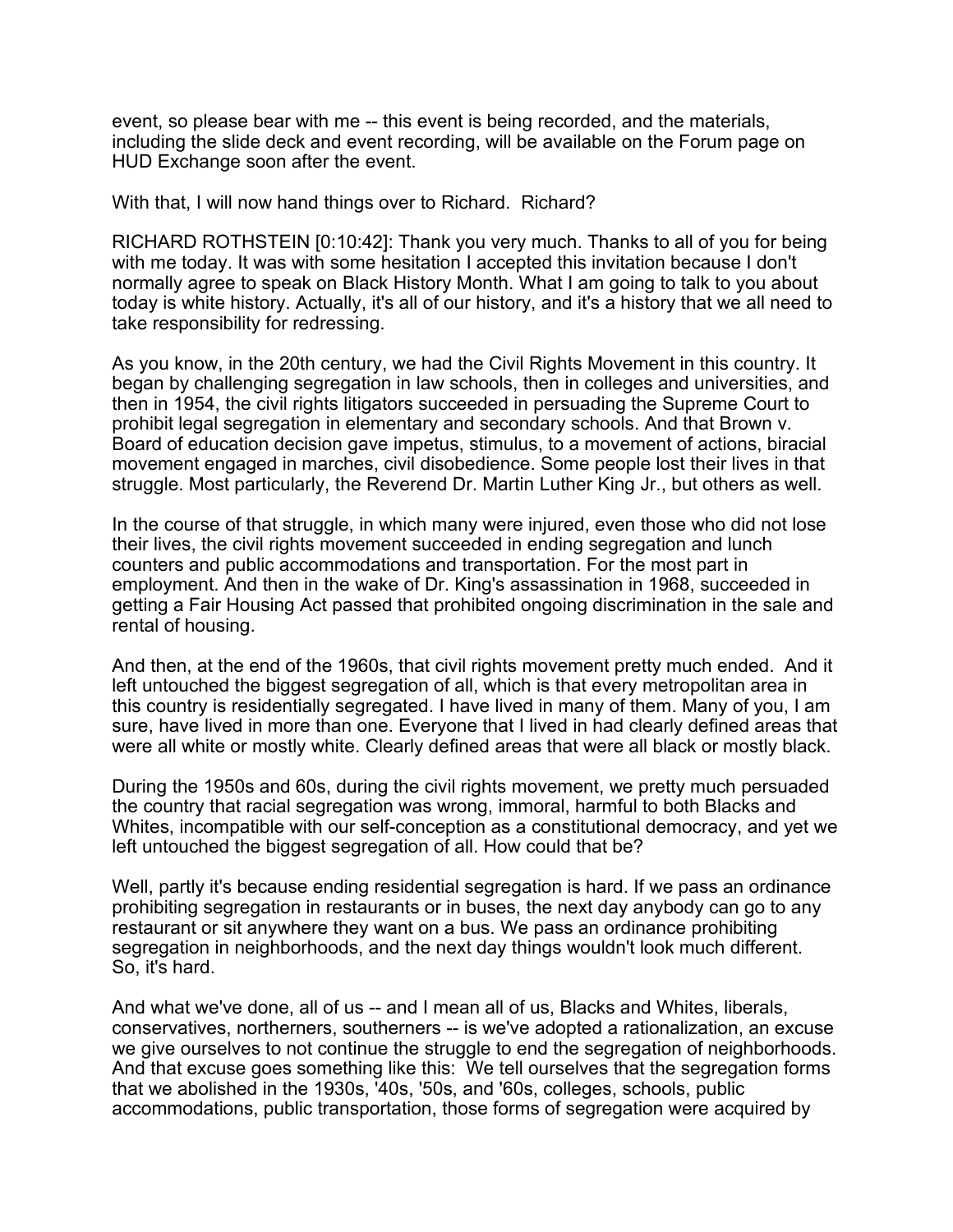event, so please bear with me -- this event is being recorded, and the materials, including the slide deck and event recording, will be available on the Forum page on HUD Exchange soon after the event.

With that, I will now hand things over to Richard. Richard?

RICHARD ROTHSTEIN [0:10:42]: Thank you very much. Thanks to all of you for being with me today. It was with some hesitation I accepted this invitation because I don't normally agree to speak on Black History Month. What I am going to talk to you about today is white history. Actually, it's all of our history, and it's a history that we all need to take responsibility for redressing.

As you know, in the 20th century, we had the Civil Rights Movement in this country. It began by challenging segregation in law schools, then in colleges and universities, and then in 1954, the civil rights litigators succeeded in persuading the Supreme Court to prohibit legal segregation in elementary and secondary schools. And that Brown v. Board of education decision gave impetus, stimulus, to a movement of actions, biracial movement engaged in marches, civil disobedience. Some people lost their lives in that struggle. Most particularly, the Reverend Dr. Martin Luther King Jr., but others as well.

In the course of that struggle, in which many were injured, even those who did not lose their lives, the civil rights movement succeeded in ending segregation and lunch counters and public accommodations and transportation. For the most part in employment. And then in the wake of Dr. King's assassination in 1968, succeeded in getting a Fair Housing Act passed that prohibited ongoing discrimination in the sale and rental of housing.

And then, at the end of the 1960s, that civil rights movement pretty much ended. And it left untouched the biggest segregation of all, which is that every metropolitan area in this country is residentially segregated. I have lived in many of them. Many of you, I am sure, have lived in more than one. Everyone that I lived in had clearly defined areas that were all white or mostly white. Clearly defined areas that were all black or mostly black.

During the 1950s and 60s, during the civil rights movement, we pretty much persuaded the country that racial segregation was wrong, immoral, harmful to both Blacks and Whites, incompatible with our self-conception as a constitutional democracy, and yet we left untouched the biggest segregation of all. How could that be?

Well, partly it's because ending residential segregation is hard. If we pass an ordinance prohibiting segregation in restaurants or in buses, the next day anybody can go to any restaurant or sit anywhere they want on a bus. We pass an ordinance prohibiting segregation in neighborhoods, and the next day things wouldn't look much different. So, it's hard.

And what we've done, all of us -- and I mean all of us, Blacks and Whites, liberals, conservatives, northerners, southerners -- is we've adopted a rationalization, an excuse we give ourselves to not continue the struggle to end the segregation of neighborhoods. And that excuse goes something like this: We tell ourselves that the segregation forms that we abolished in the 1930s, '40s, '50s, and '60s, colleges, schools, public accommodations, public transportation, those forms of segregation were acquired by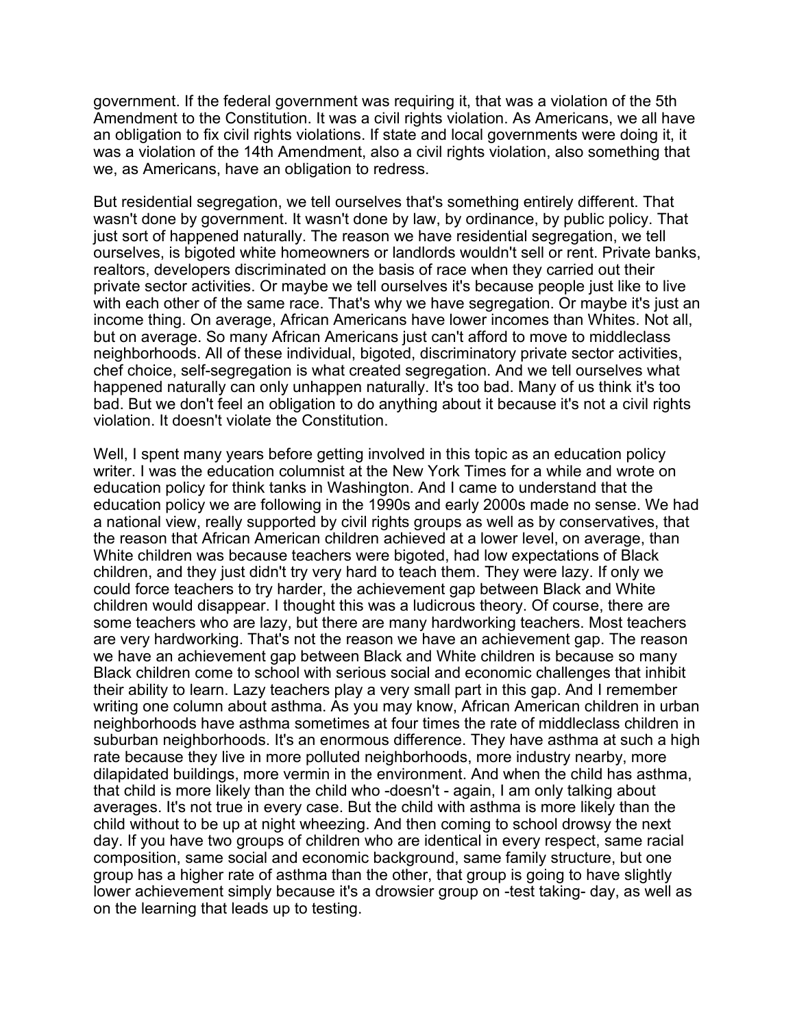government. If the federal government was requiring it, that was a violation of the 5th Amendment to the Constitution. It was a civil rights violation. As Americans, we all have an obligation to fix civil rights violations. If state and local governments were doing it, it was a violation of the 14th Amendment, also a civil rights violation, also something that we, as Americans, have an obligation to redress.

But residential segregation, we tell ourselves that's something entirely different. That wasn't done by government. It wasn't done by law, by ordinance, by public policy. That just sort of happened naturally. The reason we have residential segregation, we tell ourselves, is bigoted white homeowners or landlords wouldn't sell or rent. Private banks, realtors, developers discriminated on the basis of race when they carried out their private sector activities. Or maybe we tell ourselves it's because people just like to live with each other of the same race. That's why we have segregation. Or maybe it's just an income thing. On average, African Americans have lower incomes than Whites. Not all, but on average. So many African Americans just can't afford to move to middleclass neighborhoods. All of these individual, bigoted, discriminatory private sector activities, chef choice, self-segregation is what created segregation. And we tell ourselves what happened naturally can only unhappen naturally. It's too bad. Many of us think it's too bad. But we don't feel an obligation to do anything about it because it's not a civil rights violation. It doesn't violate the Constitution.

Well, I spent many years before getting involved in this topic as an education policy writer. I was the education columnist at the New York Times for a while and wrote on education policy for think tanks in Washington. And I came to understand that the education policy we are following in the 1990s and early 2000s made no sense. We had a national view, really supported by civil rights groups as well as by conservatives, that the reason that African American children achieved at a lower level, on average, than White children was because teachers were bigoted, had low expectations of Black children, and they just didn't try very hard to teach them. They were lazy. If only we could force teachers to try harder, the achievement gap between Black and White children would disappear. I thought this was a ludicrous theory. Of course, there are some teachers who are lazy, but there are many hardworking teachers. Most teachers are very hardworking. That's not the reason we have an achievement gap. The reason we have an achievement gap between Black and White children is because so many Black children come to school with serious social and economic challenges that inhibit their ability to learn. Lazy teachers play a very small part in this gap. And I remember writing one column about asthma. As you may know, African American children in urban neighborhoods have asthma sometimes at four times the rate of middleclass children in suburban neighborhoods. It's an enormous difference. They have asthma at such a high rate because they live in more polluted neighborhoods, more industry nearby, more dilapidated buildings, more vermin in the environment. And when the child has asthma, that child is more likely than the child who -doesn't - again, I am only talking about averages. It's not true in every case. But the child with asthma is more likely than the child without to be up at night wheezing. And then coming to school drowsy the next day. If you have two groups of children who are identical in every respect, same racial composition, same social and economic background, same family structure, but one group has a higher rate of asthma than the other, that group is going to have slightly lower achievement simply because it's a drowsier group on -test taking- day, as well as on the learning that leads up to testing.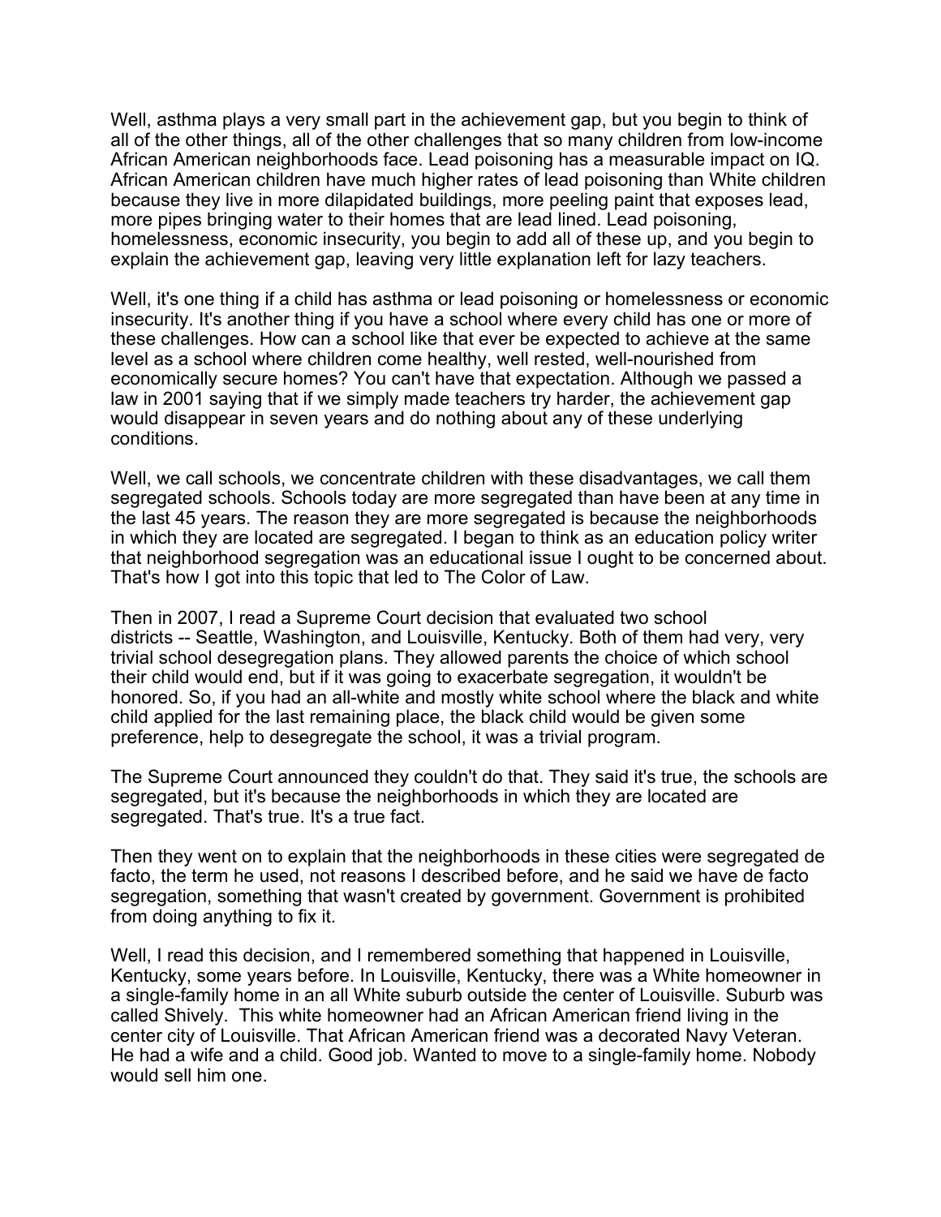Well, asthma plays a very small part in the achievement gap, but you begin to think of all of the other things, all of the other challenges that so many children from low-income African American neighborhoods face. Lead poisoning has a measurable impact on IQ. African American children have much higher rates of lead poisoning than White children because they live in more dilapidated buildings, more peeling paint that exposes lead, more pipes bringing water to their homes that are lead lined. Lead poisoning, homelessness, economic insecurity, you begin to add all of these up, and you begin to explain the achievement gap, leaving very little explanation left for lazy teachers.

Well, it's one thing if a child has asthma or lead poisoning or homelessness or economic insecurity. It's another thing if you have a school where every child has one or more of these challenges. How can a school like that ever be expected to achieve at the same level as a school where children come healthy, well rested, well-nourished from economically secure homes? You can't have that expectation. Although we passed a law in 2001 saying that if we simply made teachers try harder, the achievement gap would disappear in seven years and do nothing about any of these underlying conditions.

Well, we call schools, we concentrate children with these disadvantages, we call them segregated schools. Schools today are more segregated than have been at any time in the last 45 years. The reason they are more segregated is because the neighborhoods in which they are located are segregated. I began to think as an education policy writer that neighborhood segregation was an educational issue I ought to be concerned about. That's how I got into this topic that led to The Color of Law.

Then in 2007, I read a Supreme Court decision that evaluated two school districts -- Seattle, Washington, and Louisville, Kentucky. Both of them had very, very trivial school desegregation plans. They allowed parents the choice of which school their child would end, but if it was going to exacerbate segregation, it wouldn't be honored. So, if you had an all-white and mostly white school where the black and white child applied for the last remaining place, the black child would be given some preference, help to desegregate the school, it was a trivial program.

The Supreme Court announced they couldn't do that. They said it's true, the schools are segregated, but it's because the neighborhoods in which they are located are segregated. That's true. It's a true fact.

Then they went on to explain that the neighborhoods in these cities were segregated de facto, the term he used, not reasons I described before, and he said we have de facto segregation, something that wasn't created by government. Government is prohibited from doing anything to fix it.

Well, I read this decision, and I remembered something that happened in Louisville, Kentucky, some years before. In Louisville, Kentucky, there was a White homeowner in a single-family home in an all White suburb outside the center of Louisville. Suburb was called Shively. This white homeowner had an African American friend living in the center city of Louisville. That African American friend was a decorated Navy Veteran. He had a wife and a child. Good job. Wanted to move to a single-family home. Nobody would sell him one.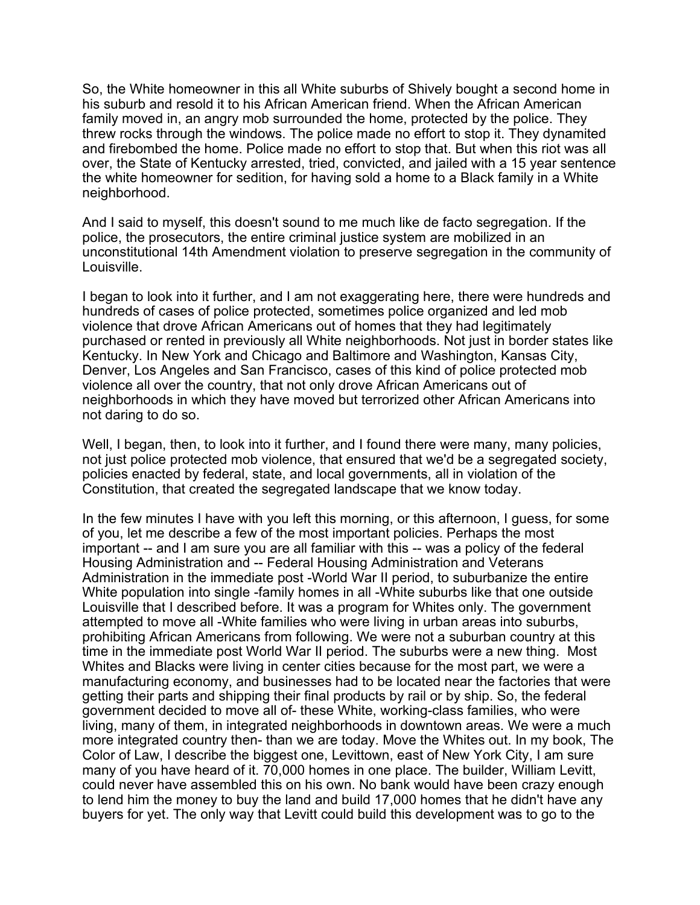So, the White homeowner in this all White suburbs of Shively bought a second home in his suburb and resold it to his African American friend. When the African American family moved in, an angry mob surrounded the home, protected by the police. They threw rocks through the windows. The police made no effort to stop it. They dynamited and firebombed the home. Police made no effort to stop that. But when this riot was all over, the State of Kentucky arrested, tried, convicted, and jailed with a 15 year sentence the white homeowner for sedition, for having sold a home to a Black family in a White neighborhood.

And I said to myself, this doesn't sound to me much like de facto segregation. If the police, the prosecutors, the entire criminal justice system are mobilized in an unconstitutional 14th Amendment violation to preserve segregation in the community of Louisville.

I began to look into it further, and I am not exaggerating here, there were hundreds and hundreds of cases of police protected, sometimes police organized and led mob violence that drove African Americans out of homes that they had legitimately purchased or rented in previously all White neighborhoods. Not just in border states like Kentucky. In New York and Chicago and Baltimore and Washington, Kansas City, Denver, Los Angeles and San Francisco, cases of this kind of police protected mob violence all over the country, that not only drove African Americans out of neighborhoods in which they have moved but terrorized other African Americans into not daring to do so.

Well, I began, then, to look into it further, and I found there were many, many policies, not just police protected mob violence, that ensured that we'd be a segregated society, policies enacted by federal, state, and local governments, all in violation of the Constitution, that created the segregated landscape that we know today.

In the few minutes I have with you left this morning, or this afternoon, I guess, for some of you, let me describe a few of the most important policies. Perhaps the most important -- and I am sure you are all familiar with this -- was a policy of the federal Housing Administration and -- Federal Housing Administration and Veterans Administration in the immediate post -World War II period, to suburbanize the entire White population into single -family homes in all -White suburbs like that one outside Louisville that I described before. It was a program for Whites only. The government attempted to move all -White families who were living in urban areas into suburbs, prohibiting African Americans from following. We were not a suburban country at this time in the immediate post World War II period. The suburbs were a new thing. Most Whites and Blacks were living in center cities because for the most part, we were a manufacturing economy, and businesses had to be located near the factories that were getting their parts and shipping their final products by rail or by ship. So, the federal government decided to move all of- these White, working-class families, who were living, many of them, in integrated neighborhoods in downtown areas. We were a much more integrated country then- than we are today. Move the Whites out. In my book, The Color of Law, I describe the biggest one, Levittown, east of New York City, I am sure many of you have heard of it. 70,000 homes in one place. The builder, William Levitt, could never have assembled this on his own. No bank would have been crazy enough to lend him the money to buy the land and build 17,000 homes that he didn't have any buyers for yet. The only way that Levitt could build this development was to go to the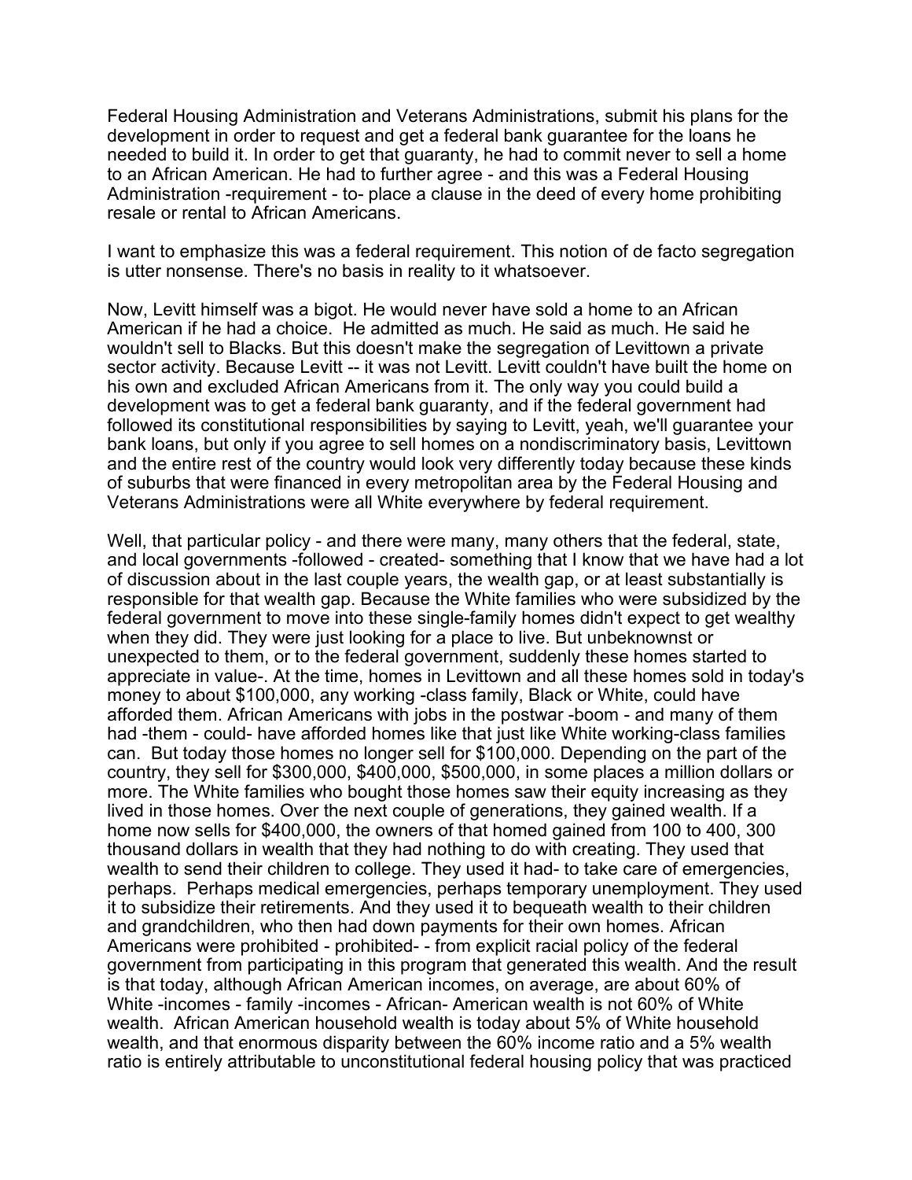Federal Housing Administration and Veterans Administrations, submit his plans for the development in order to request and get a federal bank guarantee for the loans he needed to build it. In order to get that guaranty, he had to commit never to sell a home to an African American. He had to further agree - and this was a Federal Housing Administration -requirement - to- place a clause in the deed of every home prohibiting resale or rental to African Americans.

I want to emphasize this was a federal requirement. This notion of de facto segregation is utter nonsense. There's no basis in reality to it whatsoever.

Now, Levitt himself was a bigot. He would never have sold a home to an African American if he had a choice. He admitted as much. He said as much. He said he wouldn't sell to Blacks. But this doesn't make the segregation of Levittown a private sector activity. Because Levitt -- it was not Levitt. Levitt couldn't have built the home on his own and excluded African Americans from it. The only way you could build a development was to get a federal bank guaranty, and if the federal government had followed its constitutional responsibilities by saying to Levitt, yeah, we'll guarantee your bank loans, but only if you agree to sell homes on a nondiscriminatory basis, Levittown and the entire rest of the country would look very differently today because these kinds of suburbs that were financed in every metropolitan area by the Federal Housing and Veterans Administrations were all White everywhere by federal requirement.

Well, that particular policy - and there were many, many others that the federal, state, and local governments -followed - created- something that I know that we have had a lot of discussion about in the last couple years, the wealth gap, or at least substantially is responsible for that wealth gap. Because the White families who were subsidized by the federal government to move into these single-family homes didn't expect to get wealthy when they did. They were just looking for a place to live. But unbeknownst or unexpected to them, or to the federal government, suddenly these homes started to appreciate in value-. At the time, homes in Levittown and all these homes sold in today's money to about $100,000, any working -class family, Black or White, could have afforded them. African Americans with jobs in the postwar -boom - and many of them had -them - could- have afforded homes like that just like White working-class families can. But today those homes no longer sell for $100,000. Depending on the part of the country, they sell for $300,000, $400,000, $500,000, in some places a million dollars or more. The White families who bought those homes saw their equity increasing as they lived in those homes. Over the next couple of generations, they gained wealth. If a home now sells for $400,000, the owners of that homed gained from 100 to 400, 300 thousand dollars in wealth that they had nothing to do with creating. They used that wealth to send their children to college. They used it had- to take care of emergencies, perhaps. Perhaps medical emergencies, perhaps temporary unemployment. They used it to subsidize their retirements. And they used it to bequeath wealth to their children and grandchildren, who then had down payments for their own homes. African Americans were prohibited - prohibited- - from explicit racial policy of the federal government from participating in this program that generated this wealth. And the result is that today, although African American incomes, on average, are about 60% of White -incomes - family -incomes - African- American wealth is not 60% of White wealth. African American household wealth is today about 5% of White household wealth, and that enormous disparity between the 60% income ratio and a 5% wealth ratio is entirely attributable to unconstitutional federal housing policy that was practiced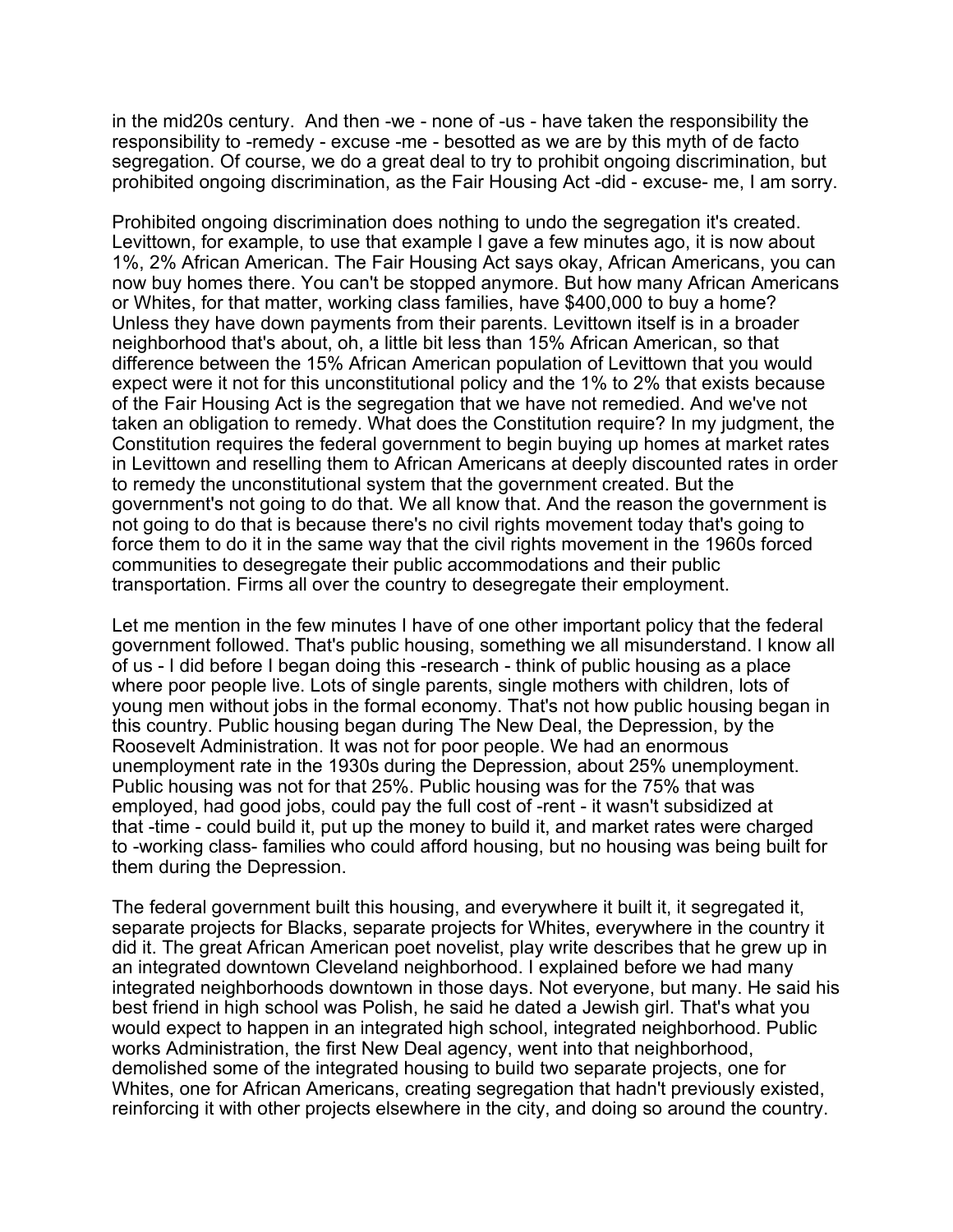in the mid20s century.  And then -we - none of -us - have taken the responsibility the responsibility to -remedy - excuse -me - besotted as we are by this myth of de facto segregation. Of course, we do a great deal to try to prohibit ongoing discrimination, but prohibited ongoing discrimination, as the Fair Housing Act -did - excuse- me, I am sorry.

Prohibited ongoing discrimination does nothing to undo the segregation it's created. Levittown, for example, to use that example I gave a few minutes ago, it is now about 1%, 2% African American. The Fair Housing Act says okay, African Americans, you can now buy homes there. You can't be stopped anymore. But how many African Americans or Whites, for that matter, working class families, have $400,000 to buy a home? Unless they have down payments from their parents. Levittown itself is in a broader neighborhood that's about, oh, a little bit less than 15% African American, so that difference between the 15% African American population of Levittown that you would expect were it not for this unconstitutional policy and the 1% to 2% that exists because of the Fair Housing Act is the segregation that we have not remedied. And we've not taken an obligation to remedy. What does the Constitution require? In my judgment, the Constitution requires the federal government to begin buying up homes at market rates in Levittown and reselling them to African Americans at deeply discounted rates in order to remedy the unconstitutional system that the government created. But the government's not going to do that. We all know that. And the reason the government is not going to do that is because there's no civil rights movement today that's going to force them to do it in the same way that the civil rights movement in the 1960s forced communities to desegregate their public accommodations and their public transportation. Firms all over the country to desegregate their employment.

Let me mention in the few minutes I have of one other important policy that the federal government followed. That's public housing, something we all misunderstand. I know all of us - I did before I began doing this -research - think of public housing as a place where poor people live. Lots of single parents, single mothers with children, lots of young men without jobs in the formal economy. That's not how public housing began in this country. Public housing began during The New Deal, the Depression, by the Roosevelt Administration. It was not for poor people. We had an enormous unemployment rate in the 1930s during the Depression, about 25% unemployment. Public housing was not for that 25%. Public housing was for the 75% that was employed, had good jobs, could pay the full cost of -rent - it wasn't subsidized at that -time - could build it, put up the money to build it, and market rates were charged to -working class- families who could afford housing, but no housing was being built for them during the Depression.

The federal government built this housing, and everywhere it built it, it segregated it, separate projects for Blacks, separate projects for Whites, everywhere in the country it did it. The great African American poet novelist, play write describes that he grew up in an integrated downtown Cleveland neighborhood. I explained before we had many integrated neighborhoods downtown in those days. Not everyone, but many. He said his best friend in high school was Polish, he said he dated a Jewish girl. That's what you would expect to happen in an integrated high school, integrated neighborhood. Public works Administration, the first New Deal agency, went into that neighborhood, demolished some of the integrated housing to build two separate projects, one for Whites, one for African Americans, creating segregation that hadn't previously existed, reinforcing it with other projects elsewhere in the city, and doing so around the country.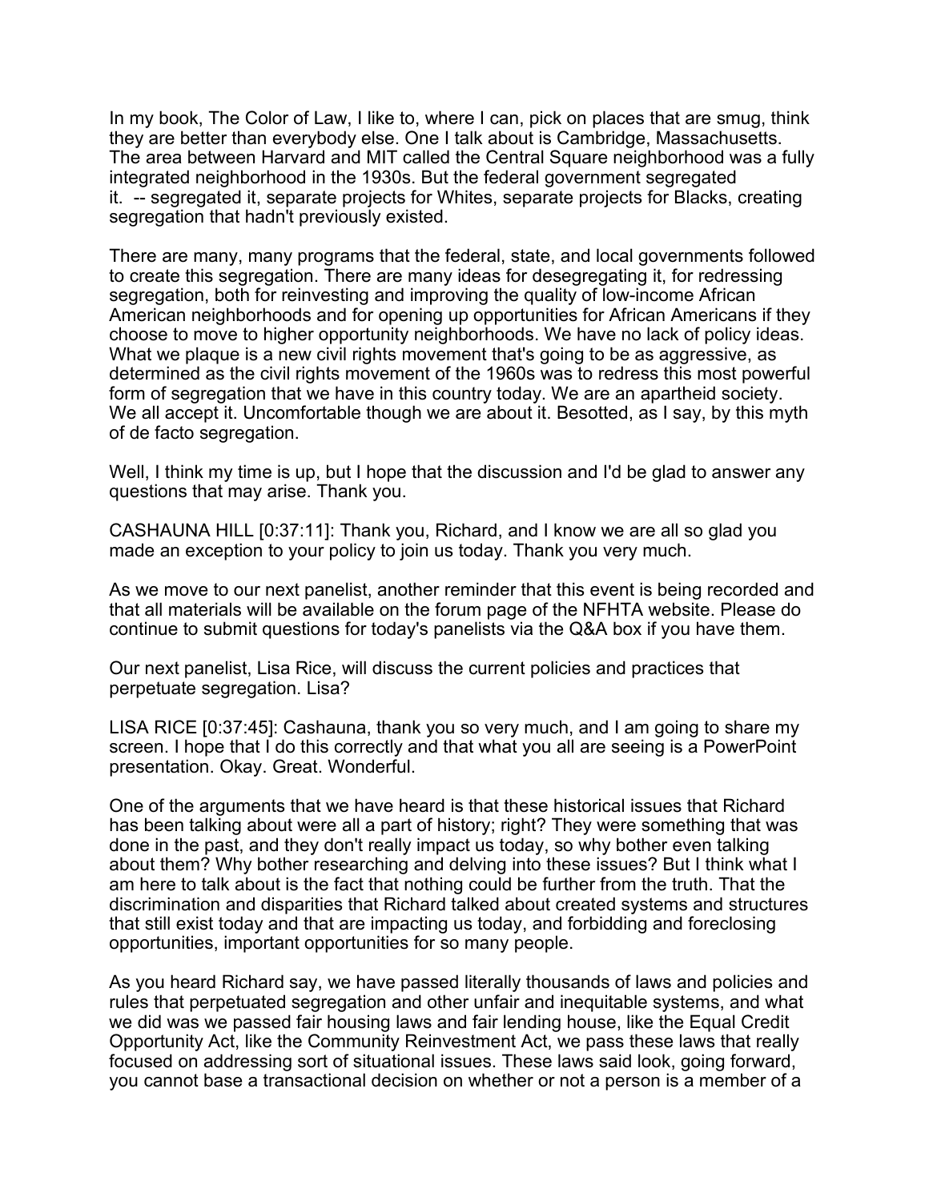In my book, The Color of Law, I like to, where I can, pick on places that are smug, think they are better than everybody else. One I talk about is Cambridge, Massachusetts. The area between Harvard and MIT called the Central Square neighborhood was a fully integrated neighborhood in the 1930s. But the federal government segregated it. -- segregated it, separate projects for Whites, separate projects for Blacks, creating segregation that hadn't previously existed.

There are many, many programs that the federal, state, and local governments followed to create this segregation. There are many ideas for desegregating it, for redressing segregation, both for reinvesting and improving the quality of low-income African American neighborhoods and for opening up opportunities for African Americans if they choose to move to higher opportunity neighborhoods. We have no lack of policy ideas. What we plaque is a new civil rights movement that's going to be as aggressive, as determined as the civil rights movement of the 1960s was to redress this most powerful form of segregation that we have in this country today. We are an apartheid society. We all accept it. Uncomfortable though we are about it. Besotted, as I say, by this myth of de facto segregation.

Well, I think my time is up, but I hope that the discussion and I'd be glad to answer any questions that may arise. Thank you.

CASHAUNA HILL [0:37:11]: Thank you, Richard, and I know we are all so glad you made an exception to your policy to join us today. Thank you very much.

As we move to our next panelist, another reminder that this event is being recorded and that all materials will be available on the forum page of the NFHTA website. Please do continue to submit questions for today's panelists via the Q&A box if you have them.

Our next panelist, Lisa Rice, will discuss the current policies and practices that perpetuate segregation. Lisa?

LISA RICE [0:37:45]: Cashauna, thank you so very much, and I am going to share my screen. I hope that I do this correctly and that what you all are seeing is a PowerPoint presentation. Okay. Great. Wonderful.

One of the arguments that we have heard is that these historical issues that Richard has been talking about were all a part of history; right? They were something that was done in the past, and they don't really impact us today, so why bother even talking about them? Why bother researching and delving into these issues? But I think what I am here to talk about is the fact that nothing could be further from the truth. That the discrimination and disparities that Richard talked about created systems and structures that still exist today and that are impacting us today, and forbidding and foreclosing opportunities, important opportunities for so many people.

As you heard Richard say, we have passed literally thousands of laws and policies and rules that perpetuated segregation and other unfair and inequitable systems, and what we did was we passed fair housing laws and fair lending house, like the Equal Credit Opportunity Act, like the Community Reinvestment Act, we pass these laws that really focused on addressing sort of situational issues. These laws said look, going forward, you cannot base a transactional decision on whether or not a person is a member of a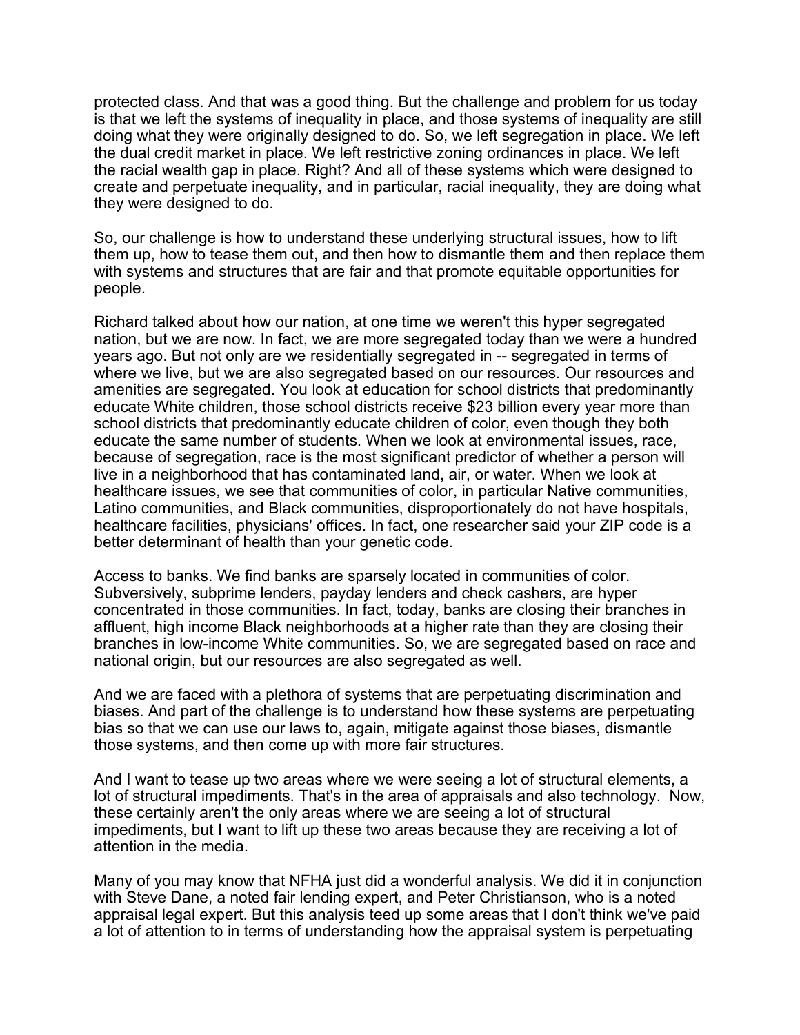protected class. And that was a good thing. But the challenge and problem for us today is that we left the systems of inequality in place, and those systems of inequality are still doing what they were originally designed to do. So, we left segregation in place. We left the dual credit market in place. We left restrictive zoning ordinances in place. We left the racial wealth gap in place. Right? And all of these systems which were designed to create and perpetuate inequality, and in particular, racial inequality, they are doing what they were designed to do.

So, our challenge is how to understand these underlying structural issues, how to lift them up, how to tease them out, and then how to dismantle them and then replace them with systems and structures that are fair and that promote equitable opportunities for people.

Richard talked about how our nation, at one time we weren't this hyper segregated nation, but we are now. In fact, we are more segregated today than we were a hundred years ago. But not only are we residentially segregated in -- segregated in terms of where we live, but we are also segregated based on our resources. Our resources and amenities are segregated. You look at education for school districts that predominantly educate White children, those school districts receive $23 billion every year more than school districts that predominantly educate children of color, even though they both educate the same number of students. When we look at environmental issues, race, because of segregation, race is the most significant predictor of whether a person will live in a neighborhood that has contaminated land, air, or water. When we look at healthcare issues, we see that communities of color, in particular Native communities, Latino communities, and Black communities, disproportionately do not have hospitals, healthcare facilities, physicians' offices. In fact, one researcher said your ZIP code is a better determinant of health than your genetic code.

Access to banks. We find banks are sparsely located in communities of color. Subversively, subprime lenders, payday lenders and check cashers, are hyper concentrated in those communities. In fact, today, banks are closing their branches in affluent, high income Black neighborhoods at a higher rate than they are closing their branches in low-income White communities. So, we are segregated based on race and national origin, but our resources are also segregated as well.

And we are faced with a plethora of systems that are perpetuating discrimination and biases. And part of the challenge is to understand how these systems are perpetuating bias so that we can use our laws to, again, mitigate against those biases, dismantle those systems, and then come up with more fair structures.

And I want to tease up two areas where we were seeing a lot of structural elements, a lot of structural impediments. That's in the area of appraisals and also technology. Now, these certainly aren't the only areas where we are seeing a lot of structural impediments, but I want to lift up these two areas because they are receiving a lot of attention in the media.

Many of you may know that NFHA just did a wonderful analysis. We did it in conjunction with Steve Dane, a noted fair lending expert, and Peter Christianson, who is a noted appraisal legal expert. But this analysis teed up some areas that I don't think we've paid a lot of attention to in terms of understanding how the appraisal system is perpetuating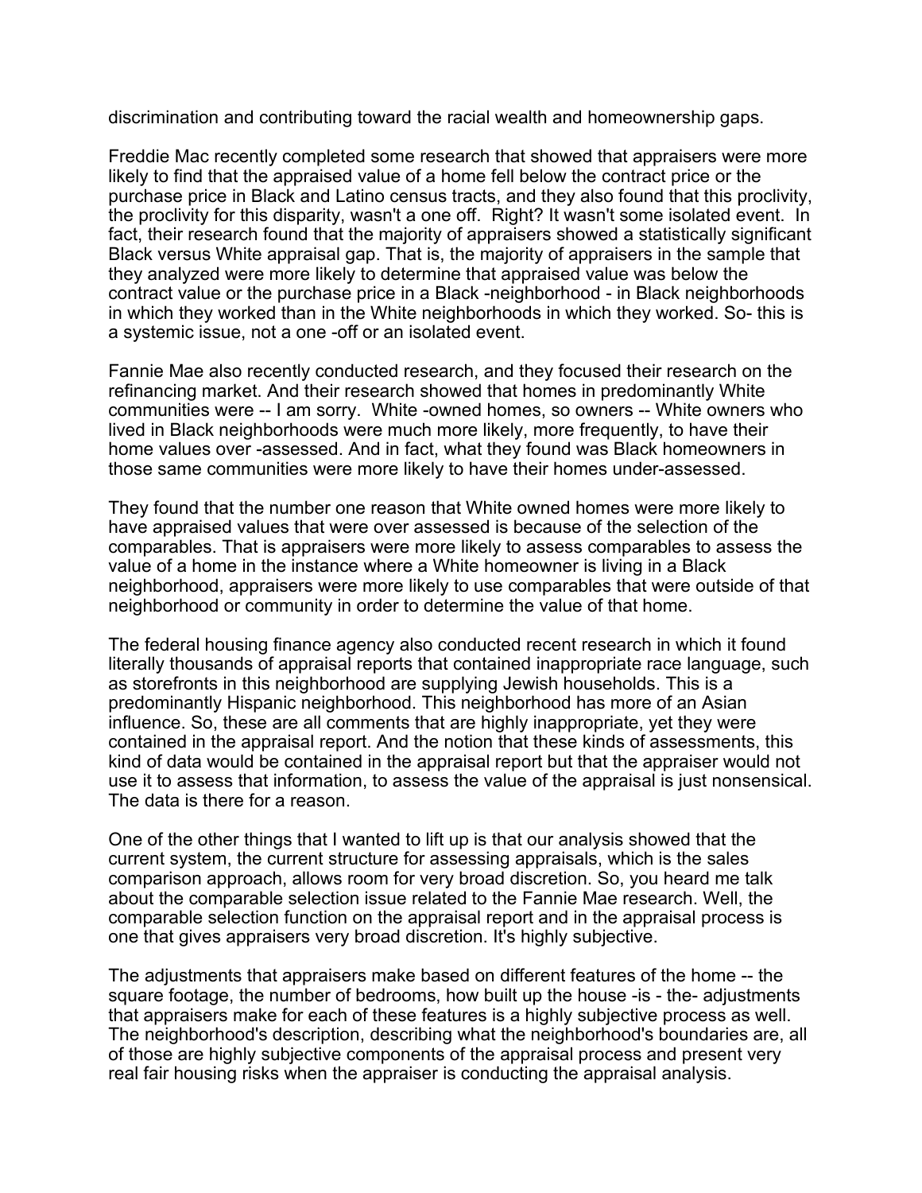discrimination and contributing toward the racial wealth and homeownership gaps.

Freddie Mac recently completed some research that showed that appraisers were more likely to find that the appraised value of a home fell below the contract price or the purchase price in Black and Latino census tracts, and they also found that this proclivity, the proclivity for this disparity, wasn't a one off. Right? It wasn't some isolated event. In fact, their research found that the majority of appraisers showed a statistically significant Black versus White appraisal gap. That is, the majority of appraisers in the sample that they analyzed were more likely to determine that appraised value was below the contract value or the purchase price in a Black -neighborhood - in Black neighborhoods in which they worked than in the White neighborhoods in which they worked. So- this is a systemic issue, not a one -off or an isolated event.

Fannie Mae also recently conducted research, and they focused their research on the refinancing market. And their research showed that homes in predominantly White communities were -- I am sorry. White -owned homes, so owners -- White owners who lived in Black neighborhoods were much more likely, more frequently, to have their home values over -assessed. And in fact, what they found was Black homeowners in those same communities were more likely to have their homes under-assessed.

They found that the number one reason that White owned homes were more likely to have appraised values that were over assessed is because of the selection of the comparables. That is appraisers were more likely to assess comparables to assess the value of a home in the instance where a White homeowner is living in a Black neighborhood, appraisers were more likely to use comparables that were outside of that neighborhood or community in order to determine the value of that home.

The federal housing finance agency also conducted recent research in which it found literally thousands of appraisal reports that contained inappropriate race language, such as storefronts in this neighborhood are supplying Jewish households. This is a predominantly Hispanic neighborhood. This neighborhood has more of an Asian influence. So, these are all comments that are highly inappropriate, yet they were contained in the appraisal report. And the notion that these kinds of assessments, this kind of data would be contained in the appraisal report but that the appraiser would not use it to assess that information, to assess the value of the appraisal is just nonsensical. The data is there for a reason.

One of the other things that I wanted to lift up is that our analysis showed that the current system, the current structure for assessing appraisals, which is the sales comparison approach, allows room for very broad discretion. So, you heard me talk about the comparable selection issue related to the Fannie Mae research. Well, the comparable selection function on the appraisal report and in the appraisal process is one that gives appraisers very broad discretion. It's highly subjective.

The adjustments that appraisers make based on different features of the home -- the square footage, the number of bedrooms, how built up the house -is - the- adjustments that appraisers make for each of these features is a highly subjective process as well. The neighborhood's description, describing what the neighborhood's boundaries are, all of those are highly subjective components of the appraisal process and present very real fair housing risks when the appraiser is conducting the appraisal analysis.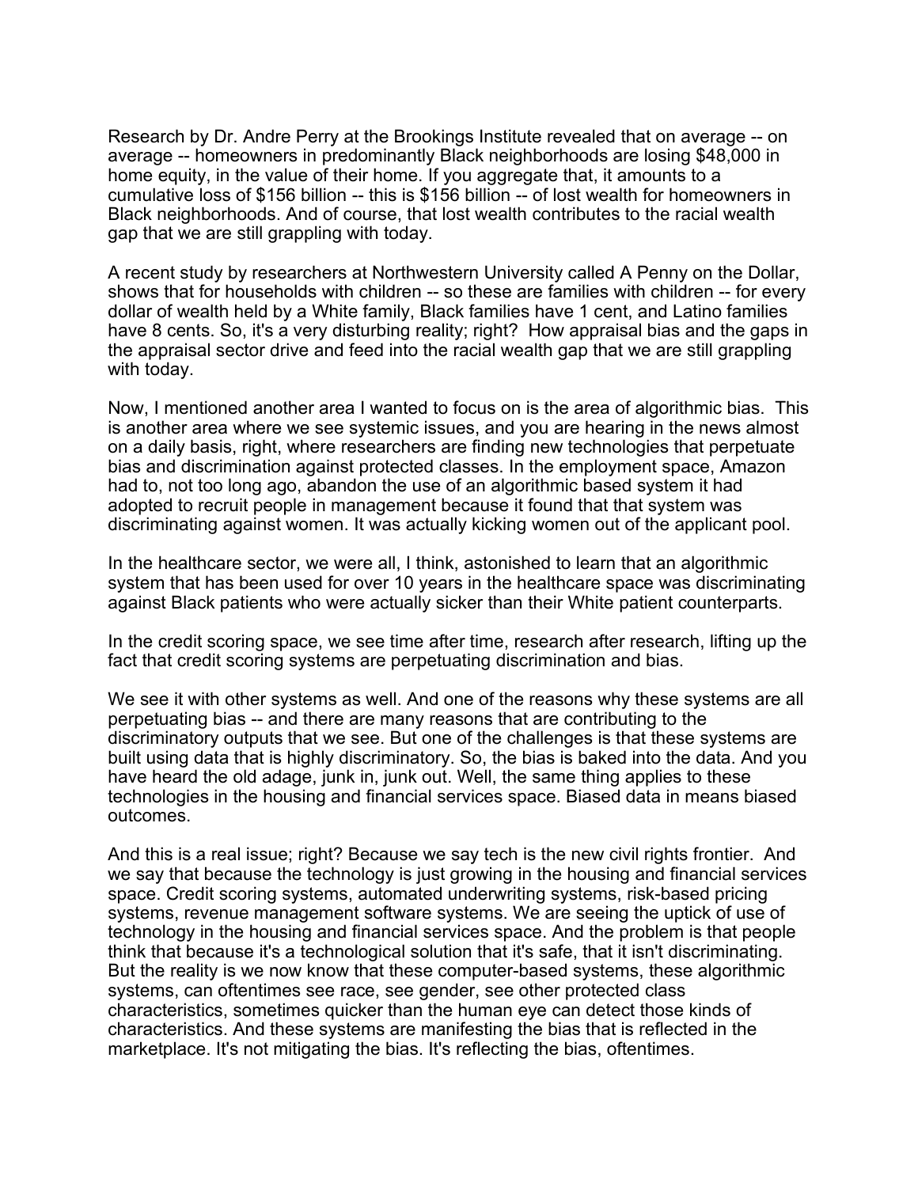Research by Dr. Andre Perry at the Brookings Institute revealed that on average -- on average -- homeowners in predominantly Black neighborhoods are losing $48,000 in home equity, in the value of their home. If you aggregate that, it amounts to a cumulative loss of $156 billion -- this is $156 billion -- of lost wealth for homeowners in Black neighborhoods. And of course, that lost wealth contributes to the racial wealth gap that we are still grappling with today.

A recent study by researchers at Northwestern University called A Penny on the Dollar, shows that for households with children -- so these are families with children -- for every dollar of wealth held by a White family, Black families have 1 cent, and Latino families have 8 cents. So, it's a very disturbing reality; right? How appraisal bias and the gaps in the appraisal sector drive and feed into the racial wealth gap that we are still grappling with today.

Now, I mentioned another area I wanted to focus on is the area of algorithmic bias. This is another area where we see systemic issues, and you are hearing in the news almost on a daily basis, right, where researchers are finding new technologies that perpetuate bias and discrimination against protected classes. In the employment space, Amazon had to, not too long ago, abandon the use of an algorithmic based system it had adopted to recruit people in management because it found that that system was discriminating against women. It was actually kicking women out of the applicant pool.

In the healthcare sector, we were all, I think, astonished to learn that an algorithmic system that has been used for over 10 years in the healthcare space was discriminating against Black patients who were actually sicker than their White patient counterparts.

In the credit scoring space, we see time after time, research after research, lifting up the fact that credit scoring systems are perpetuating discrimination and bias.

We see it with other systems as well. And one of the reasons why these systems are all perpetuating bias -- and there are many reasons that are contributing to the discriminatory outputs that we see. But one of the challenges is that these systems are built using data that is highly discriminatory. So, the bias is baked into the data. And you have heard the old adage, junk in, junk out. Well, the same thing applies to these technologies in the housing and financial services space. Biased data in means biased outcomes.

And this is a real issue; right? Because we say tech is the new civil rights frontier. And we say that because the technology is just growing in the housing and financial services space. Credit scoring systems, automated underwriting systems, risk-based pricing systems, revenue management software systems. We are seeing the uptick of use of technology in the housing and financial services space. And the problem is that people think that because it's a technological solution that it's safe, that it isn't discriminating. But the reality is we now know that these computer-based systems, these algorithmic systems, can oftentimes see race, see gender, see other protected class characteristics, sometimes quicker than the human eye can detect those kinds of characteristics. And these systems are manifesting the bias that is reflected in the marketplace. It's not mitigating the bias. It's reflecting the bias, oftentimes.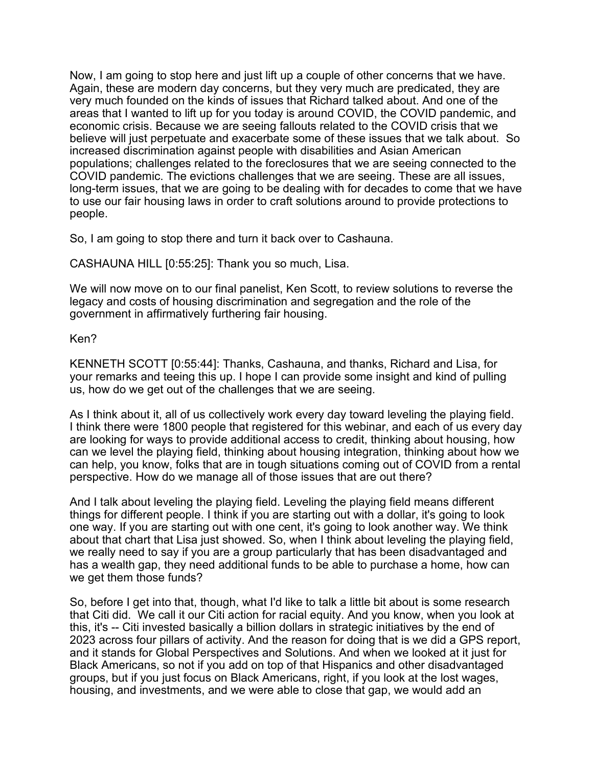Now, I am going to stop here and just lift up a couple of other concerns that we have. Again, these are modern day concerns, but they very much are predicated, they are very much founded on the kinds of issues that Richard talked about. And one of the areas that I wanted to lift up for you today is around COVID, the COVID pandemic, and economic crisis. Because we are seeing fallouts related to the COVID crisis that we believe will just perpetuate and exacerbate some of these issues that we talk about. So increased discrimination against people with disabilities and Asian American populations; challenges related to the foreclosures that we are seeing connected to the COVID pandemic. The evictions challenges that we are seeing. These are all issues, long-term issues, that we are going to be dealing with for decades to come that we have to use our fair housing laws in order to craft solutions around to provide protections to people.

So, I am going to stop there and turn it back over to Cashauna.

CASHAUNA HILL [0:55:25]: Thank you so much, Lisa.

We will now move on to our final panelist, Ken Scott, to review solutions to reverse the legacy and costs of housing discrimination and segregation and the role of the government in affirmatively furthering fair housing.

Ken?

KENNETH SCOTT [0:55:44]: Thanks, Cashauna, and thanks, Richard and Lisa, for your remarks and teeing this up. I hope I can provide some insight and kind of pulling us, how do we get out of the challenges that we are seeing.

As I think about it, all of us collectively work every day toward leveling the playing field. I think there were 1800 people that registered for this webinar, and each of us every day are looking for ways to provide additional access to credit, thinking about housing, how can we level the playing field, thinking about housing integration, thinking about how we can help, you know, folks that are in tough situations coming out of COVID from a rental perspective. How do we manage all of those issues that are out there?

And I talk about leveling the playing field. Leveling the playing field means different things for different people. I think if you are starting out with a dollar, it's going to look one way. If you are starting out with one cent, it's going to look another way. We think about that chart that Lisa just showed. So, when I think about leveling the playing field, we really need to say if you are a group particularly that has been disadvantaged and has a wealth gap, they need additional funds to be able to purchase a home, how can we get them those funds?

So, before I get into that, though, what I'd like to talk a little bit about is some research that Citi did. We call it our Citi action for racial equity. And you know, when you look at this, it's -- Citi invested basically a billion dollars in strategic initiatives by the end of 2023 across four pillars of activity. And the reason for doing that is we did a GPS report, and it stands for Global Perspectives and Solutions. And when we looked at it just for Black Americans, so not if you add on top of that Hispanics and other disadvantaged groups, but if you just focus on Black Americans, right, if you look at the lost wages, housing, and investments, and we were able to close that gap, we would add an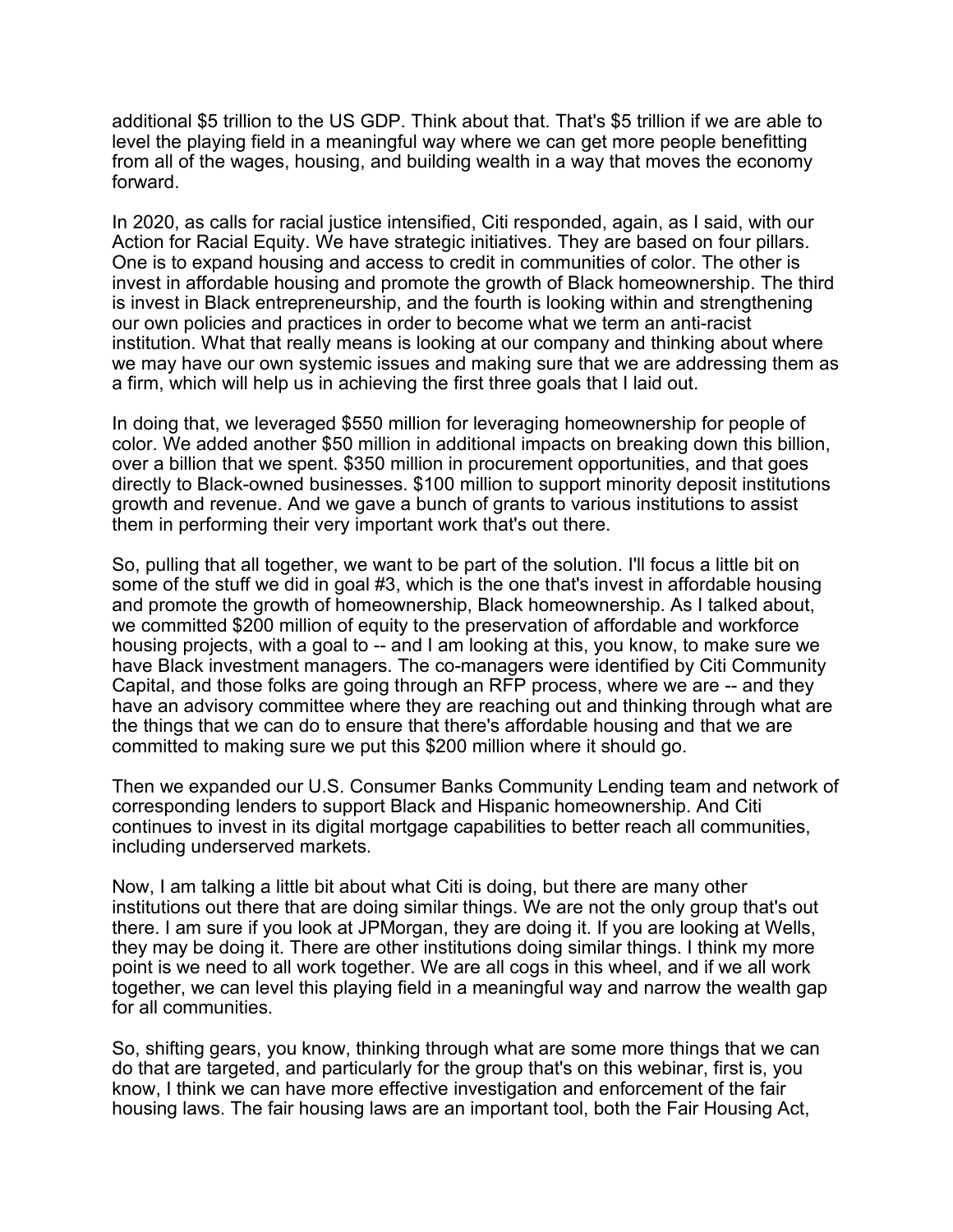additional $5 trillion to the US GDP. Think about that. That's $5 trillion if we are able to level the playing field in a meaningful way where we can get more people benefitting from all of the wages, housing, and building wealth in a way that moves the economy forward.

In 2020, as calls for racial justice intensified, Citi responded, again, as I said, with our Action for Racial Equity. We have strategic initiatives. They are based on four pillars. One is to expand housing and access to credit in communities of color. The other is invest in affordable housing and promote the growth of Black homeownership. The third is invest in Black entrepreneurship, and the fourth is looking within and strengthening our own policies and practices in order to become what we term an anti-racist institution. What that really means is looking at our company and thinking about where we may have our own systemic issues and making sure that we are addressing them as a firm, which will help us in achieving the first three goals that I laid out.

In doing that, we leveraged $550 million for leveraging homeownership for people of color. We added another $50 million in additional impacts on breaking down this billion, over a billion that we spent. $350 million in procurement opportunities, and that goes directly to Black-owned businesses. $100 million to support minority deposit institutions growth and revenue. And we gave a bunch of grants to various institutions to assist them in performing their very important work that's out there.

So, pulling that all together, we want to be part of the solution. I'll focus a little bit on some of the stuff we did in goal #3, which is the one that's invest in affordable housing and promote the growth of homeownership, Black homeownership. As I talked about, we committed $200 million of equity to the preservation of affordable and workforce housing projects, with a goal to -- and I am looking at this, you know, to make sure we have Black investment managers. The co-managers were identified by Citi Community Capital, and those folks are going through an RFP process, where we are -- and they have an advisory committee where they are reaching out and thinking through what are the things that we can do to ensure that there's affordable housing and that we are committed to making sure we put this $200 million where it should go.

Then we expanded our U.S. Consumer Banks Community Lending team and network of corresponding lenders to support Black and Hispanic homeownership. And Citi continues to invest in its digital mortgage capabilities to better reach all communities, including underserved markets.

Now, I am talking a little bit about what Citi is doing, but there are many other institutions out there that are doing similar things. We are not the only group that's out there. I am sure if you look at JPMorgan, they are doing it. If you are looking at Wells, they may be doing it. There are other institutions doing similar things. I think my more point is we need to all work together. We are all cogs in this wheel, and if we all work together, we can level this playing field in a meaningful way and narrow the wealth gap for all communities.

So, shifting gears, you know, thinking through what are some more things that we can do that are targeted, and particularly for the group that's on this webinar, first is, you know, I think we can have more effective investigation and enforcement of the fair housing laws. The fair housing laws are an important tool, both the Fair Housing Act,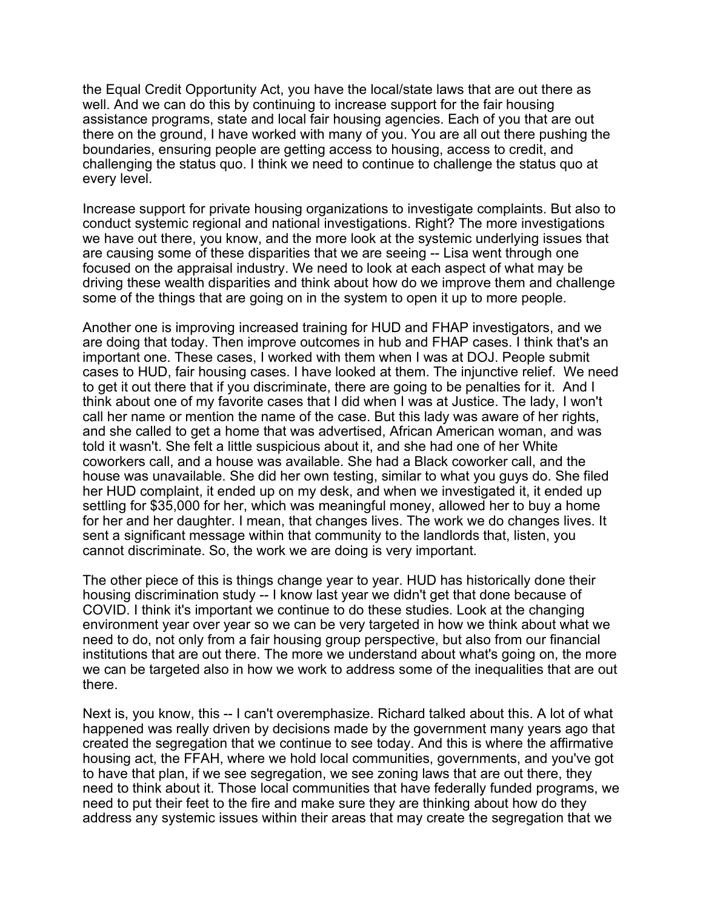the Equal Credit Opportunity Act, you have the local/state laws that are out there as well. And we can do this by continuing to increase support for the fair housing assistance programs, state and local fair housing agencies. Each of you that are out there on the ground, I have worked with many of you. You are all out there pushing the boundaries, ensuring people are getting access to housing, access to credit, and challenging the status quo. I think we need to continue to challenge the status quo at every level.

Increase support for private housing organizations to investigate complaints. But also to conduct systemic regional and national investigations. Right? The more investigations we have out there, you know, and the more look at the systemic underlying issues that are causing some of these disparities that we are seeing -- Lisa went through one focused on the appraisal industry. We need to look at each aspect of what may be driving these wealth disparities and think about how do we improve them and challenge some of the things that are going on in the system to open it up to more people.

Another one is improving increased training for HUD and FHAP investigators, and we are doing that today. Then improve outcomes in hub and FHAP cases. I think that's an important one. These cases, I worked with them when I was at DOJ. People submit cases to HUD, fair housing cases. I have looked at them. The injunctive relief. We need to get it out there that if you discriminate, there are going to be penalties for it. And I think about one of my favorite cases that I did when I was at Justice. The lady, I won't call her name or mention the name of the case. But this lady was aware of her rights, and she called to get a home that was advertised, African American woman, and was told it wasn't. She felt a little suspicious about it, and she had one of her White coworkers call, and a house was available. She had a Black coworker call, and the house was unavailable. She did her own testing, similar to what you guys do. She filed her HUD complaint, it ended up on my desk, and when we investigated it, it ended up settling for $35,000 for her, which was meaningful money, allowed her to buy a home for her and her daughter. I mean, that changes lives. The work we do changes lives. It sent a significant message within that community to the landlords that, listen, you cannot discriminate. So, the work we are doing is very important.

The other piece of this is things change year to year. HUD has historically done their housing discrimination study -- I know last year we didn't get that done because of COVID. I think it's important we continue to do these studies. Look at the changing environment year over year so we can be very targeted in how we think about what we need to do, not only from a fair housing group perspective, but also from our financial institutions that are out there. The more we understand about what's going on, the more we can be targeted also in how we work to address some of the inequalities that are out there.

Next is, you know, this -- I can't overemphasize. Richard talked about this. A lot of what happened was really driven by decisions made by the government many years ago that created the segregation that we continue to see today. And this is where the affirmative housing act, the FFAH, where we hold local communities, governments, and you've got to have that plan, if we see segregation, we see zoning laws that are out there, they need to think about it. Those local communities that have federally funded programs, we need to put their feet to the fire and make sure they are thinking about how do they address any systemic issues within their areas that may create the segregation that we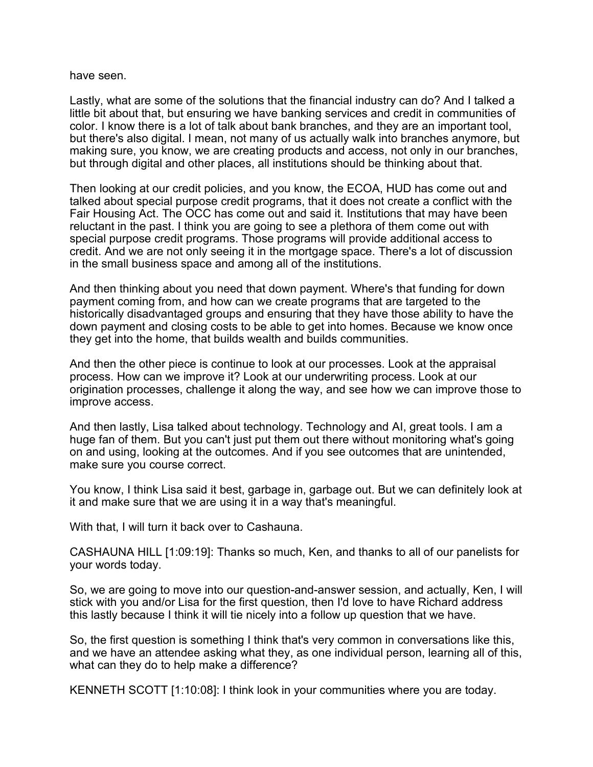have seen.

Lastly, what are some of the solutions that the financial industry can do? And I talked a little bit about that, but ensuring we have banking services and credit in communities of color. I know there is a lot of talk about bank branches, and they are an important tool, but there's also digital. I mean, not many of us actually walk into branches anymore, but making sure, you know, we are creating products and access, not only in our branches, but through digital and other places, all institutions should be thinking about that.

Then looking at our credit policies, and you know, the ECOA, HUD has come out and talked about special purpose credit programs, that it does not create a conflict with the Fair Housing Act. The OCC has come out and said it. Institutions that may have been reluctant in the past. I think you are going to see a plethora of them come out with special purpose credit programs. Those programs will provide additional access to credit. And we are not only seeing it in the mortgage space. There's a lot of discussion in the small business space and among all of the institutions.

And then thinking about you need that down payment. Where's that funding for down payment coming from, and how can we create programs that are targeted to the historically disadvantaged groups and ensuring that they have those ability to have the down payment and closing costs to be able to get into homes. Because we know once they get into the home, that builds wealth and builds communities.

And then the other piece is continue to look at our processes. Look at the appraisal process. How can we improve it? Look at our underwriting process. Look at our origination processes, challenge it along the way, and see how we can improve those to improve access.

And then lastly, Lisa talked about technology. Technology and AI, great tools. I am a huge fan of them. But you can't just put them out there without monitoring what's going on and using, looking at the outcomes. And if you see outcomes that are unintended, make sure you course correct.

You know, I think Lisa said it best, garbage in, garbage out. But we can definitely look at it and make sure that we are using it in a way that's meaningful.

With that, I will turn it back over to Cashauna.

CASHAUNA HILL [1:09:19]: Thanks so much, Ken, and thanks to all of our panelists for your words today.

So, we are going to move into our question-and-answer session, and actually, Ken, I will stick with you and/or Lisa for the first question, then I'd love to have Richard address this lastly because I think it will tie nicely into a follow up question that we have.

So, the first question is something I think that's very common in conversations like this, and we have an attendee asking what they, as one individual person, learning all of this, what can they do to help make a difference?

KENNETH SCOTT [1:10:08]: I think look in your communities where you are today.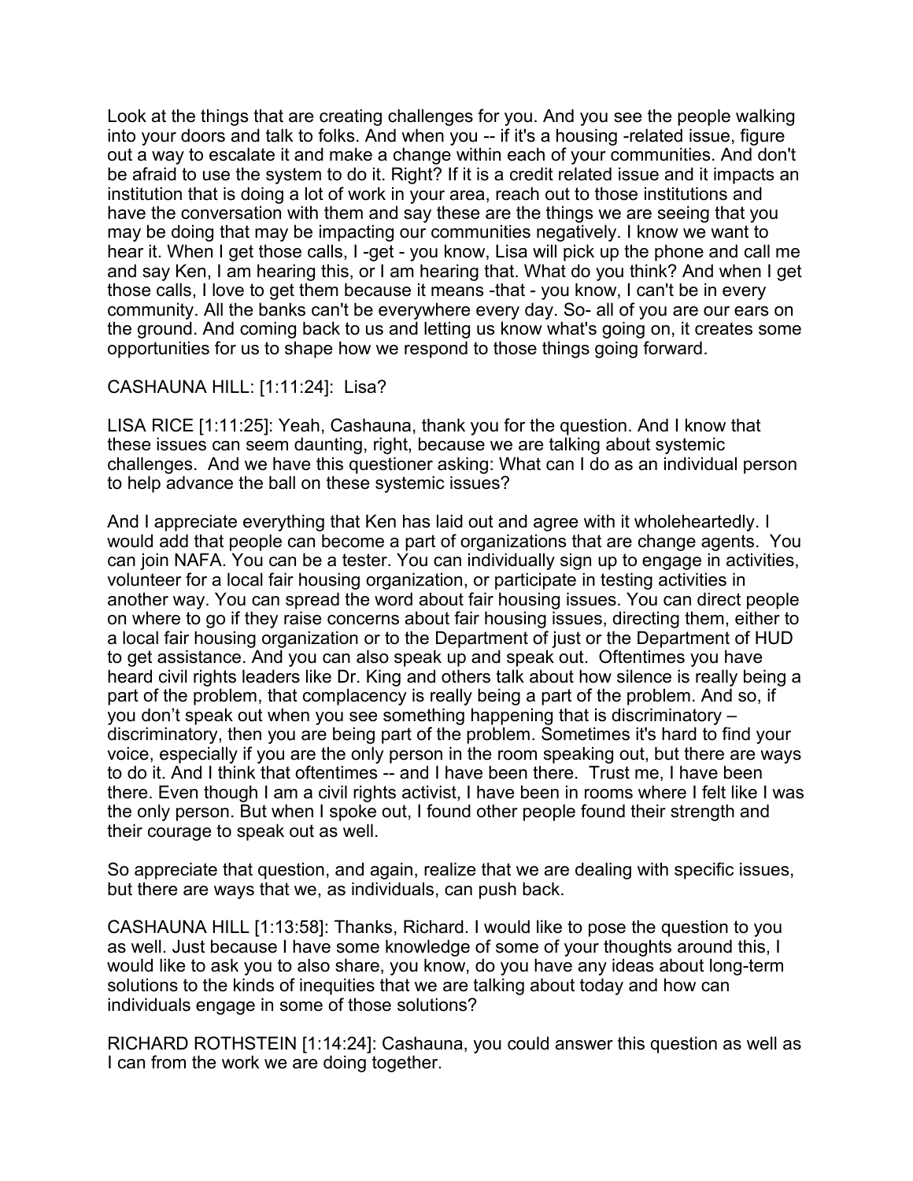Look at the things that are creating challenges for you. And you see the people walking into your doors and talk to folks. And when you -- if it's a housing -related issue, figure out a way to escalate it and make a change within each of your communities. And don't be afraid to use the system to do it. Right? If it is a credit related issue and it impacts an institution that is doing a lot of work in your area, reach out to those institutions and have the conversation with them and say these are the things we are seeing that you may be doing that may be impacting our communities negatively. I know we want to hear it. When I get those calls, I -get - you know, Lisa will pick up the phone and call me and say Ken, I am hearing this, or I am hearing that. What do you think? And when I get those calls, I love to get them because it means -that - you know, I can't be in every community. All the banks can't be everywhere every day. So- all of you are our ears on the ground. And coming back to us and letting us know what's going on, it creates some opportunities for us to shape how we respond to those things going forward.

CASHAUNA HILL: [1:11:24]: Lisa?

LISA RICE [1:11:25]: Yeah, Cashauna, thank you for the question. And I know that these issues can seem daunting, right, because we are talking about systemic challenges. And we have this questioner asking: What can I do as an individual person to help advance the ball on these systemic issues?

And I appreciate everything that Ken has laid out and agree with it wholeheartedly. I would add that people can become a part of organizations that are change agents. You can join NAFA. You can be a tester. You can individually sign up to engage in activities, volunteer for a local fair housing organization, or participate in testing activities in another way. You can spread the word about fair housing issues. You can direct people on where to go if they raise concerns about fair housing issues, directing them, either to a local fair housing organization or to the Department of just or the Department of HUD to get assistance. And you can also speak up and speak out. Oftentimes you have heard civil rights leaders like Dr. King and others talk about how silence is really being a part of the problem, that complacency is really being a part of the problem. And so, if you don't speak out when you see something happening that is discriminatory – discriminatory, then you are being part of the problem. Sometimes it's hard to find your voice, especially if you are the only person in the room speaking out, but there are ways to do it. And I think that oftentimes -- and I have been there. Trust me, I have been there. Even though I am a civil rights activist, I have been in rooms where I felt like I was the only person. But when I spoke out, I found other people found their strength and their courage to speak out as well.

So appreciate that question, and again, realize that we are dealing with specific issues, but there are ways that we, as individuals, can push back.

CASHAUNA HILL [1:13:58]: Thanks, Richard. I would like to pose the question to you as well. Just because I have some knowledge of some of your thoughts around this, I would like to ask you to also share, you know, do you have any ideas about long-term solutions to the kinds of inequities that we are talking about today and how can individuals engage in some of those solutions?

RICHARD ROTHSTEIN [1:14:24]: Cashauna, you could answer this question as well as I can from the work we are doing together.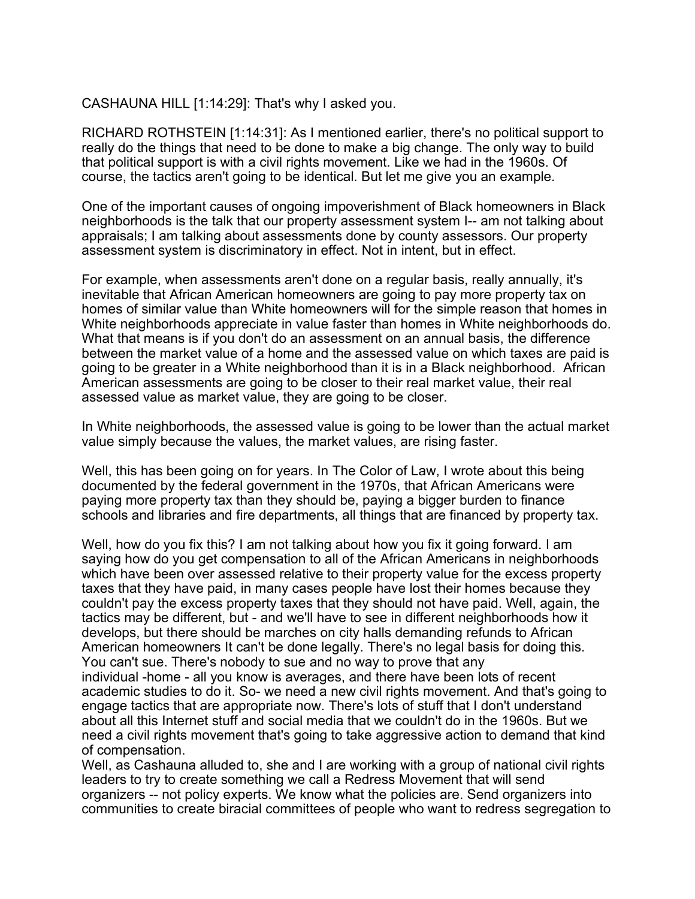CASHAUNA HILL [1:14:29]: That's why I asked you.

RICHARD ROTHSTEIN [1:14:31]: As I mentioned earlier, there's no political support to really do the things that need to be done to make a big change. The only way to build that political support is with a civil rights movement. Like we had in the 1960s. Of course, the tactics aren't going to be identical. But let me give you an example.

One of the important causes of ongoing impoverishment of Black homeowners in Black neighborhoods is the talk that our property assessment system I-- am not talking about appraisals; I am talking about assessments done by county assessors. Our property assessment system is discriminatory in effect. Not in intent, but in effect.

For example, when assessments aren't done on a regular basis, really annually, it's inevitable that African American homeowners are going to pay more property tax on homes of similar value than White homeowners will for the simple reason that homes in White neighborhoods appreciate in value faster than homes in White neighborhoods do. What that means is if you don't do an assessment on an annual basis, the difference between the market value of a home and the assessed value on which taxes are paid is going to be greater in a White neighborhood than it is in a Black neighborhood. African American assessments are going to be closer to their real market value, their real assessed value as market value, they are going to be closer.

In White neighborhoods, the assessed value is going to be lower than the actual market value simply because the values, the market values, are rising faster.

Well, this has been going on for years. In The Color of Law, I wrote about this being documented by the federal government in the 1970s, that African Americans were paying more property tax than they should be, paying a bigger burden to finance schools and libraries and fire departments, all things that are financed by property tax.

Well, how do you fix this? I am not talking about how you fix it going forward. I am saying how do you get compensation to all of the African Americans in neighborhoods which have been over assessed relative to their property value for the excess property taxes that they have paid, in many cases people have lost their homes because they couldn't pay the excess property taxes that they should not have paid. Well, again, the tactics may be different, but - and we'll have to see in different neighborhoods how it develops, but there should be marches on city halls demanding refunds to African American homeowners It can't be done legally. There's no legal basis for doing this. You can't sue. There's nobody to sue and no way to prove that any individual -home - all you know is averages, and there have been lots of recent academic studies to do it. So- we need a new civil rights movement. And that's going to engage tactics that are appropriate now. There's lots of stuff that I don't understand about all this Internet stuff and social media that we couldn't do in the 1960s. But we need a civil rights movement that's going to take aggressive action to demand that kind of compensation.

Well, as Cashauna alluded to, she and I are working with a group of national civil rights leaders to try to create something we call a Redress Movement that will send organizers -- not policy experts. We know what the policies are. Send organizers into communities to create biracial committees of people who want to redress segregation to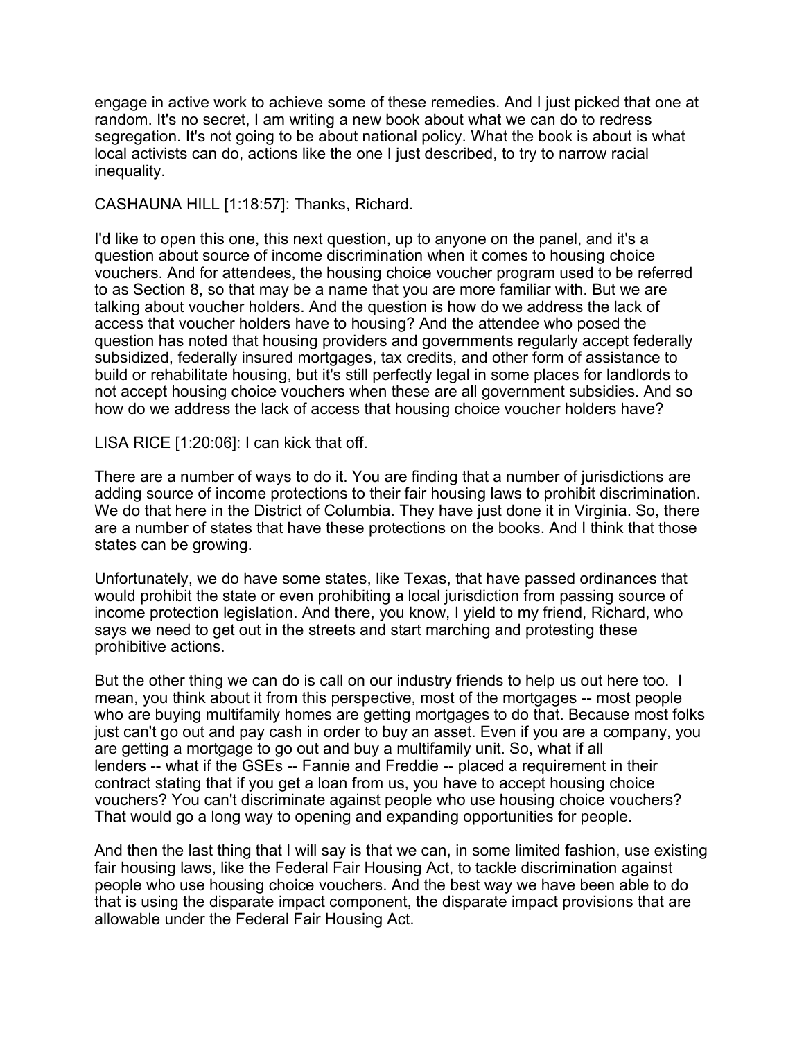engage in active work to achieve some of these remedies. And I just picked that one at random. It's no secret, I am writing a new book about what we can do to redress segregation. It's not going to be about national policy. What the book is about is what local activists can do, actions like the one I just described, to try to narrow racial inequality.

CASHAUNA HILL [1:18:57]: Thanks, Richard.

I'd like to open this one, this next question, up to anyone on the panel, and it's a question about source of income discrimination when it comes to housing choice vouchers. And for attendees, the housing choice voucher program used to be referred to as Section 8, so that may be a name that you are more familiar with. But we are talking about voucher holders. And the question is how do we address the lack of access that voucher holders have to housing? And the attendee who posed the question has noted that housing providers and governments regularly accept federally subsidized, federally insured mortgages, tax credits, and other form of assistance to build or rehabilitate housing, but it's still perfectly legal in some places for landlords to not accept housing choice vouchers when these are all government subsidies. And so how do we address the lack of access that housing choice voucher holders have?

LISA RICE [1:20:06]: I can kick that off.

There are a number of ways to do it. You are finding that a number of jurisdictions are adding source of income protections to their fair housing laws to prohibit discrimination. We do that here in the District of Columbia. They have just done it in Virginia. So, there are a number of states that have these protections on the books. And I think that those states can be growing.

Unfortunately, we do have some states, like Texas, that have passed ordinances that would prohibit the state or even prohibiting a local jurisdiction from passing source of income protection legislation. And there, you know, I yield to my friend, Richard, who says we need to get out in the streets and start marching and protesting these prohibitive actions.

But the other thing we can do is call on our industry friends to help us out here too. I mean, you think about it from this perspective, most of the mortgages -- most people who are buying multifamily homes are getting mortgages to do that. Because most folks just can't go out and pay cash in order to buy an asset. Even if you are a company, you are getting a mortgage to go out and buy a multifamily unit. So, what if all lenders -- what if the GSEs -- Fannie and Freddie -- placed a requirement in their contract stating that if you get a loan from us, you have to accept housing choice vouchers? You can't discriminate against people who use housing choice vouchers? That would go a long way to opening and expanding opportunities for people.

And then the last thing that I will say is that we can, in some limited fashion, use existing fair housing laws, like the Federal Fair Housing Act, to tackle discrimination against people who use housing choice vouchers. And the best way we have been able to do that is using the disparate impact component, the disparate impact provisions that are allowable under the Federal Fair Housing Act.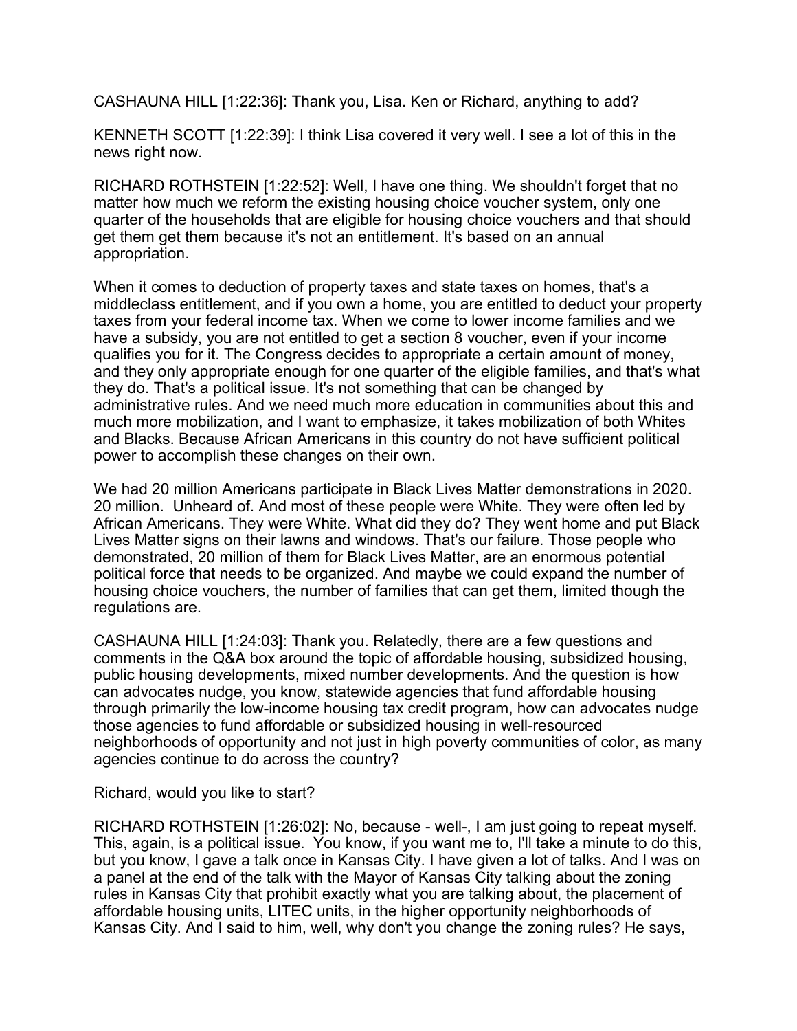CASHAUNA HILL [1:22:36]: Thank you, Lisa. Ken or Richard, anything to add?

KENNETH SCOTT [1:22:39]: I think Lisa covered it very well. I see a lot of this in the news right now.

RICHARD ROTHSTEIN [1:22:52]: Well, I have one thing. We shouldn't forget that no matter how much we reform the existing housing choice voucher system, only one quarter of the households that are eligible for housing choice vouchers and that should get them get them because it's not an entitlement. It's based on an annual appropriation.

When it comes to deduction of property taxes and state taxes on homes, that's a middleclass entitlement, and if you own a home, you are entitled to deduct your property taxes from your federal income tax. When we come to lower income families and we have a subsidy, you are not entitled to get a section 8 voucher, even if your income qualifies you for it. The Congress decides to appropriate a certain amount of money, and they only appropriate enough for one quarter of the eligible families, and that's what they do. That's a political issue. It's not something that can be changed by administrative rules. And we need much more education in communities about this and much more mobilization, and I want to emphasize, it takes mobilization of both Whites and Blacks. Because African Americans in this country do not have sufficient political power to accomplish these changes on their own.

We had 20 million Americans participate in Black Lives Matter demonstrations in 2020. 20 million. Unheard of. And most of these people were White. They were often led by African Americans. They were White. What did they do? They went home and put Black Lives Matter signs on their lawns and windows. That's our failure. Those people who demonstrated, 20 million of them for Black Lives Matter, are an enormous potential political force that needs to be organized. And maybe we could expand the number of housing choice vouchers, the number of families that can get them, limited though the regulations are.

CASHAUNA HILL [1:24:03]: Thank you. Relatedly, there are a few questions and comments in the Q&A box around the topic of affordable housing, subsidized housing, public housing developments, mixed number developments. And the question is how can advocates nudge, you know, statewide agencies that fund affordable housing through primarily the low-income housing tax credit program, how can advocates nudge those agencies to fund affordable or subsidized housing in well-resourced neighborhoods of opportunity and not just in high poverty communities of color, as many agencies continue to do across the country?

Richard, would you like to start?

RICHARD ROTHSTEIN [1:26:02]: No, because - well-, I am just going to repeat myself. This, again, is a political issue. You know, if you want me to, I'll take a minute to do this, but you know, I gave a talk once in Kansas City. I have given a lot of talks. And I was on a panel at the end of the talk with the Mayor of Kansas City talking about the zoning rules in Kansas City that prohibit exactly what you are talking about, the placement of affordable housing units, LITEC units, in the higher opportunity neighborhoods of Kansas City. And I said to him, well, why don't you change the zoning rules? He says,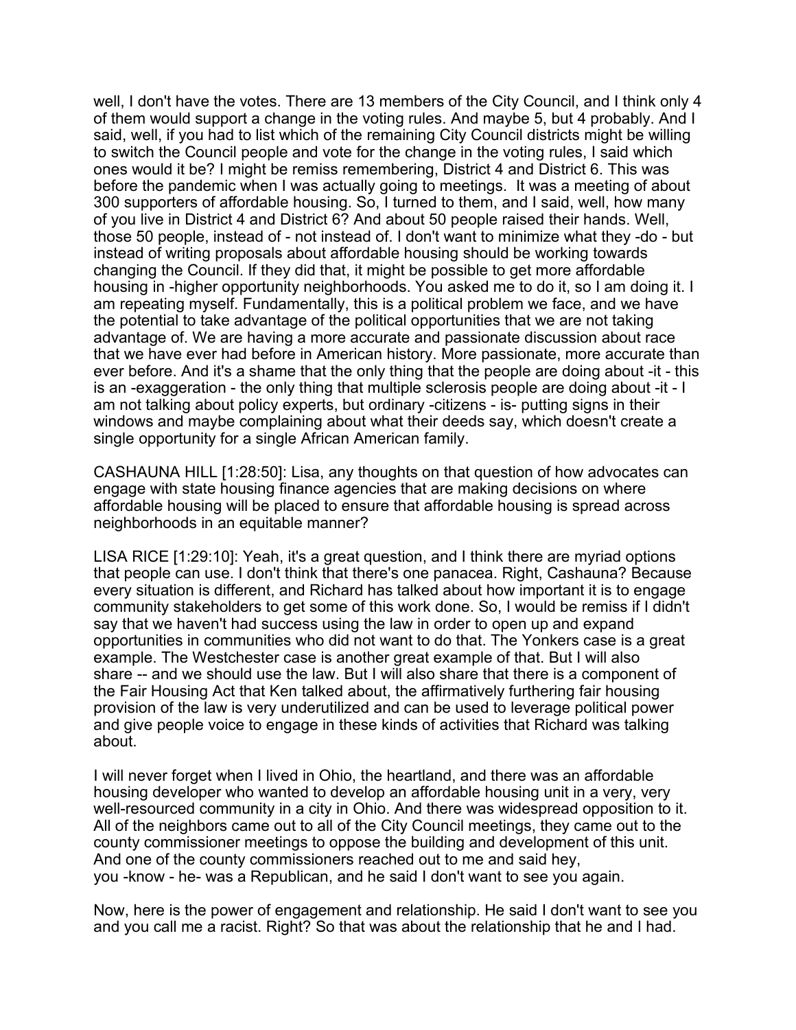well, I don't have the votes. There are 13 members of the City Council, and I think only 4 of them would support a change in the voting rules. And maybe 5, but 4 probably. And I said, well, if you had to list which of the remaining City Council districts might be willing to switch the Council people and vote for the change in the voting rules, I said which ones would it be? I might be remiss remembering, District 4 and District 6. This was before the pandemic when I was actually going to meetings. It was a meeting of about 300 supporters of affordable housing. So, I turned to them, and I said, well, how many of you live in District 4 and District 6? And about 50 people raised their hands. Well, those 50 people, instead of - not instead of. I don't want to minimize what they -do - but instead of writing proposals about affordable housing should be working towards changing the Council. If they did that, it might be possible to get more affordable housing in -higher opportunity neighborhoods. You asked me to do it, so I am doing it. I am repeating myself. Fundamentally, this is a political problem we face, and we have the potential to take advantage of the political opportunities that we are not taking advantage of. We are having a more accurate and passionate discussion about race that we have ever had before in American history. More passionate, more accurate than ever before. And it's a shame that the only thing that the people are doing about -it - this is an -exaggeration - the only thing that multiple sclerosis people are doing about -it - I am not talking about policy experts, but ordinary -citizens - is- putting signs in their windows and maybe complaining about what their deeds say, which doesn't create a single opportunity for a single African American family.

CASHAUNA HILL [1:28:50]: Lisa, any thoughts on that question of how advocates can engage with state housing finance agencies that are making decisions on where affordable housing will be placed to ensure that affordable housing is spread across neighborhoods in an equitable manner?

LISA RICE [1:29:10]: Yeah, it's a great question, and I think there are myriad options that people can use. I don't think that there's one panacea. Right, Cashauna? Because every situation is different, and Richard has talked about how important it is to engage community stakeholders to get some of this work done. So, I would be remiss if I didn't say that we haven't had success using the law in order to open up and expand opportunities in communities who did not want to do that. The Yonkers case is a great example. The Westchester case is another great example of that. But I will also share -- and we should use the law. But I will also share that there is a component of the Fair Housing Act that Ken talked about, the affirmatively furthering fair housing provision of the law is very underutilized and can be used to leverage political power and give people voice to engage in these kinds of activities that Richard was talking about.

I will never forget when I lived in Ohio, the heartland, and there was an affordable housing developer who wanted to develop an affordable housing unit in a very, very well-resourced community in a city in Ohio. And there was widespread opposition to it. All of the neighbors came out to all of the City Council meetings, they came out to the county commissioner meetings to oppose the building and development of this unit. And one of the county commissioners reached out to me and said hey, you -know - he- was a Republican, and he said I don't want to see you again.

Now, here is the power of engagement and relationship. He said I don't want to see you and you call me a racist. Right? So that was about the relationship that he and I had.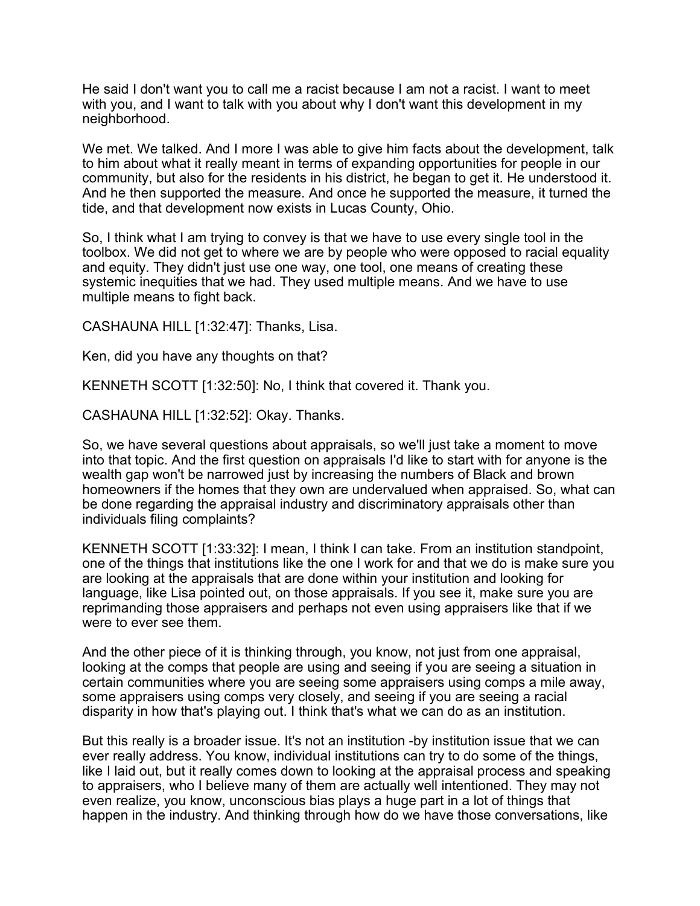He said I don't want you to call me a racist because I am not a racist. I want to meet with you, and I want to talk with you about why I don't want this development in my neighborhood.

We met. We talked. And I more I was able to give him facts about the development, talk to him about what it really meant in terms of expanding opportunities for people in our community, but also for the residents in his district, he began to get it. He understood it. And he then supported the measure. And once he supported the measure, it turned the tide, and that development now exists in Lucas County, Ohio.

So, I think what I am trying to convey is that we have to use every single tool in the toolbox. We did not get to where we are by people who were opposed to racial equality and equity. They didn't just use one way, one tool, one means of creating these systemic inequities that we had. They used multiple means. And we have to use multiple means to fight back.

CASHAUNA HILL [1:32:47]: Thanks, Lisa.

Ken, did you have any thoughts on that?

KENNETH SCOTT [1:32:50]: No, I think that covered it. Thank you.

CASHAUNA HILL [1:32:52]: Okay. Thanks.

So, we have several questions about appraisals, so we'll just take a moment to move into that topic. And the first question on appraisals I'd like to start with for anyone is the wealth gap won't be narrowed just by increasing the numbers of Black and brown homeowners if the homes that they own are undervalued when appraised. So, what can be done regarding the appraisal industry and discriminatory appraisals other than individuals filing complaints?

KENNETH SCOTT [1:33:32]: I mean, I think I can take. From an institution standpoint, one of the things that institutions like the one I work for and that we do is make sure you are looking at the appraisals that are done within your institution and looking for language, like Lisa pointed out, on those appraisals. If you see it, make sure you are reprimanding those appraisers and perhaps not even using appraisers like that if we were to ever see them.

And the other piece of it is thinking through, you know, not just from one appraisal, looking at the comps that people are using and seeing if you are seeing a situation in certain communities where you are seeing some appraisers using comps a mile away, some appraisers using comps very closely, and seeing if you are seeing a racial disparity in how that's playing out. I think that's what we can do as an institution.

But this really is a broader issue. It's not an institution -by institution issue that we can ever really address. You know, individual institutions can try to do some of the things, like I laid out, but it really comes down to looking at the appraisal process and speaking to appraisers, who I believe many of them are actually well intentioned. They may not even realize, you know, unconscious bias plays a huge part in a lot of things that happen in the industry. And thinking through how do we have those conversations, like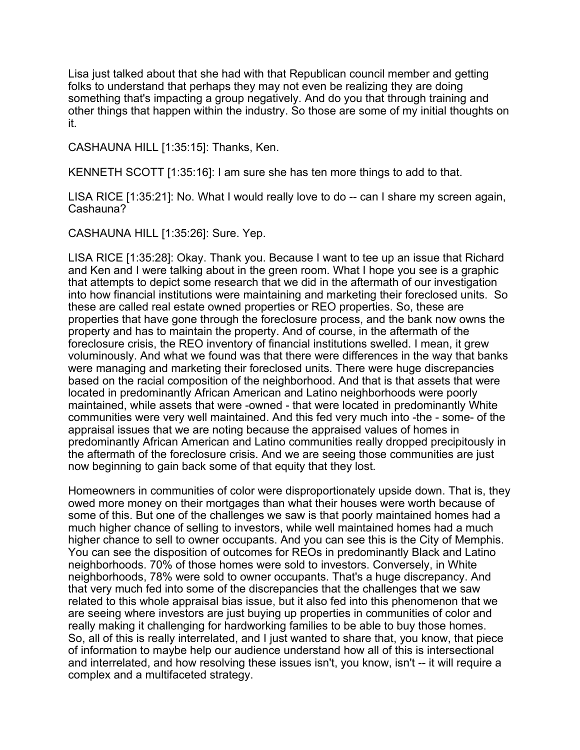Lisa just talked about that she had with that Republican council member and getting folks to understand that perhaps they may not even be realizing they are doing something that's impacting a group negatively. And do you that through training and other things that happen within the industry. So those are some of my initial thoughts on it.

CASHAUNA HILL [1:35:15]: Thanks, Ken.

KENNETH SCOTT [1:35:16]: I am sure she has ten more things to add to that.

LISA RICE [1:35:21]: No. What I would really love to do -- can I share my screen again, Cashauna?

CASHAUNA HILL [1:35:26]: Sure. Yep.

LISA RICE [1:35:28]: Okay. Thank you. Because I want to tee up an issue that Richard and Ken and I were talking about in the green room. What I hope you see is a graphic that attempts to depict some research that we did in the aftermath of our investigation into how financial institutions were maintaining and marketing their foreclosed units. So these are called real estate owned properties or REO properties. So, these are properties that have gone through the foreclosure process, and the bank now owns the property and has to maintain the property. And of course, in the aftermath of the foreclosure crisis, the REO inventory of financial institutions swelled. I mean, it grew voluminously. And what we found was that there were differences in the way that banks were managing and marketing their foreclosed units. There were huge discrepancies based on the racial composition of the neighborhood. And that is that assets that were located in predominantly African American and Latino neighborhoods were poorly maintained, while assets that were -owned - that were located in predominantly White communities were very well maintained. And this fed very much into -the - some- of the appraisal issues that we are noting because the appraised values of homes in predominantly African American and Latino communities really dropped precipitously in the aftermath of the foreclosure crisis. And we are seeing those communities are just now beginning to gain back some of that equity that they lost.

Homeowners in communities of color were disproportionately upside down. That is, they owed more money on their mortgages than what their houses were worth because of some of this. But one of the challenges we saw is that poorly maintained homes had a much higher chance of selling to investors, while well maintained homes had a much higher chance to sell to owner occupants. And you can see this is the City of Memphis. You can see the disposition of outcomes for REOs in predominantly Black and Latino neighborhoods. 70% of those homes were sold to investors. Conversely, in White neighborhoods, 78% were sold to owner occupants. That's a huge discrepancy. And that very much fed into some of the discrepancies that the challenges that we saw related to this whole appraisal bias issue, but it also fed into this phenomenon that we are seeing where investors are just buying up properties in communities of color and really making it challenging for hardworking families to be able to buy those homes. So, all of this is really interrelated, and I just wanted to share that, you know, that piece of information to maybe help our audience understand how all of this is intersectional and interrelated, and how resolving these issues isn't, you know, isn't -- it will require a complex and a multifaceted strategy.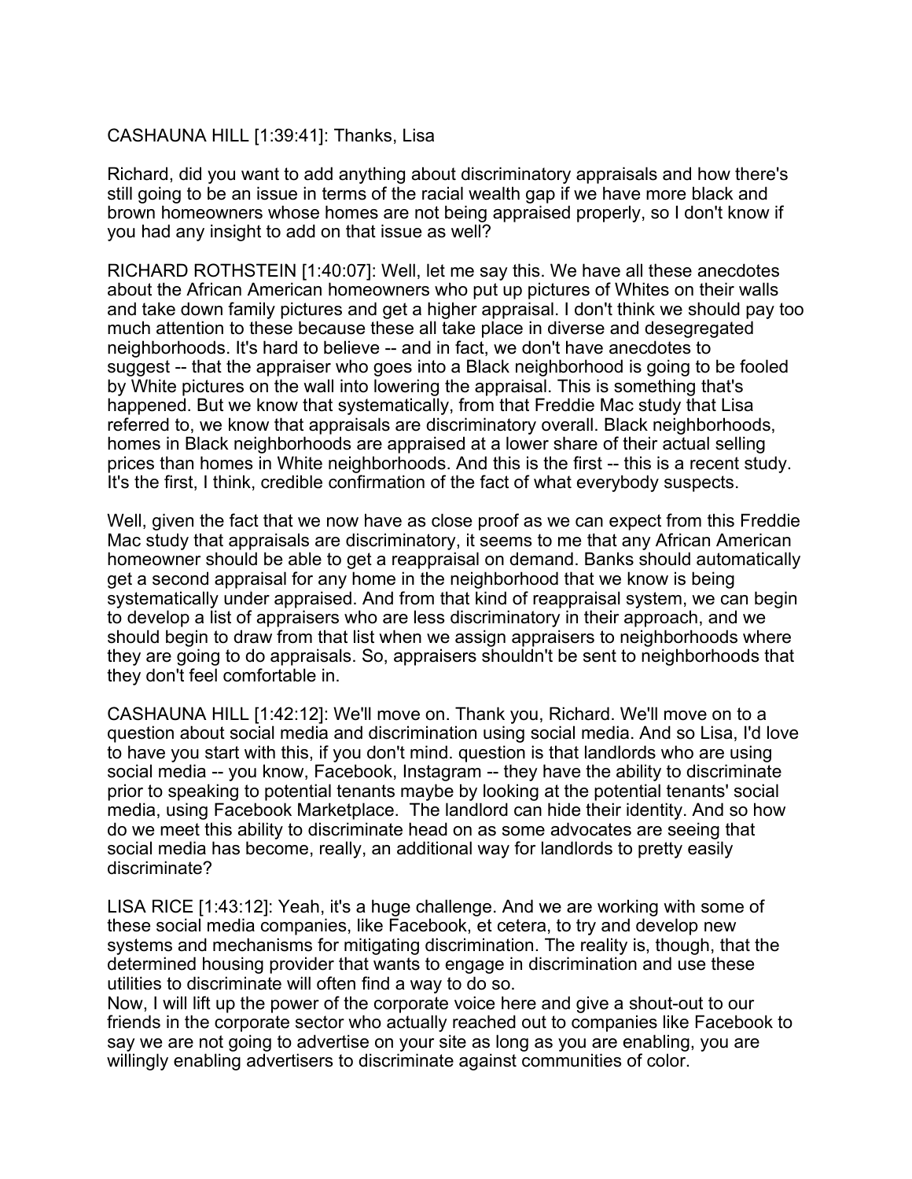CASHAUNA HILL [1:39:41]: Thanks, Lisa

Richard, did you want to add anything about discriminatory appraisals and how there's still going to be an issue in terms of the racial wealth gap if we have more black and brown homeowners whose homes are not being appraised properly, so I don't know if you had any insight to add on that issue as well?

RICHARD ROTHSTEIN [1:40:07]: Well, let me say this. We have all these anecdotes about the African American homeowners who put up pictures of Whites on their walls and take down family pictures and get a higher appraisal. I don't think we should pay too much attention to these because these all take place in diverse and desegregated neighborhoods. It's hard to believe -- and in fact, we don't have anecdotes to suggest -- that the appraiser who goes into a Black neighborhood is going to be fooled by White pictures on the wall into lowering the appraisal. This is something that's happened. But we know that systematically, from that Freddie Mac study that Lisa referred to, we know that appraisals are discriminatory overall. Black neighborhoods, homes in Black neighborhoods are appraised at a lower share of their actual selling prices than homes in White neighborhoods. And this is the first -- this is a recent study. It's the first, I think, credible confirmation of the fact of what everybody suspects.

Well, given the fact that we now have as close proof as we can expect from this Freddie Mac study that appraisals are discriminatory, it seems to me that any African American homeowner should be able to get a reappraisal on demand. Banks should automatically get a second appraisal for any home in the neighborhood that we know is being systematically under appraised. And from that kind of reappraisal system, we can begin to develop a list of appraisers who are less discriminatory in their approach, and we should begin to draw from that list when we assign appraisers to neighborhoods where they are going to do appraisals. So, appraisers shouldn't be sent to neighborhoods that they don't feel comfortable in.

CASHAUNA HILL [1:42:12]: We'll move on. Thank you, Richard. We'll move on to a question about social media and discrimination using social media. And so Lisa, I'd love to have you start with this, if you don't mind. question is that landlords who are using social media -- you know, Facebook, Instagram -- they have the ability to discriminate prior to speaking to potential tenants maybe by looking at the potential tenants' social media, using Facebook Marketplace. The landlord can hide their identity. And so how do we meet this ability to discriminate head on as some advocates are seeing that social media has become, really, an additional way for landlords to pretty easily discriminate?

LISA RICE [1:43:12]: Yeah, it's a huge challenge. And we are working with some of these social media companies, like Facebook, et cetera, to try and develop new systems and mechanisms for mitigating discrimination. The reality is, though, that the determined housing provider that wants to engage in discrimination and use these utilities to discriminate will often find a way to do so.
Now, I will lift up the power of the corporate voice here and give a shout-out to our friends in the corporate sector who actually reached out to companies like Facebook to say we are not going to advertise on your site as long as you are enabling, you are willingly enabling advertisers to discriminate against communities of color.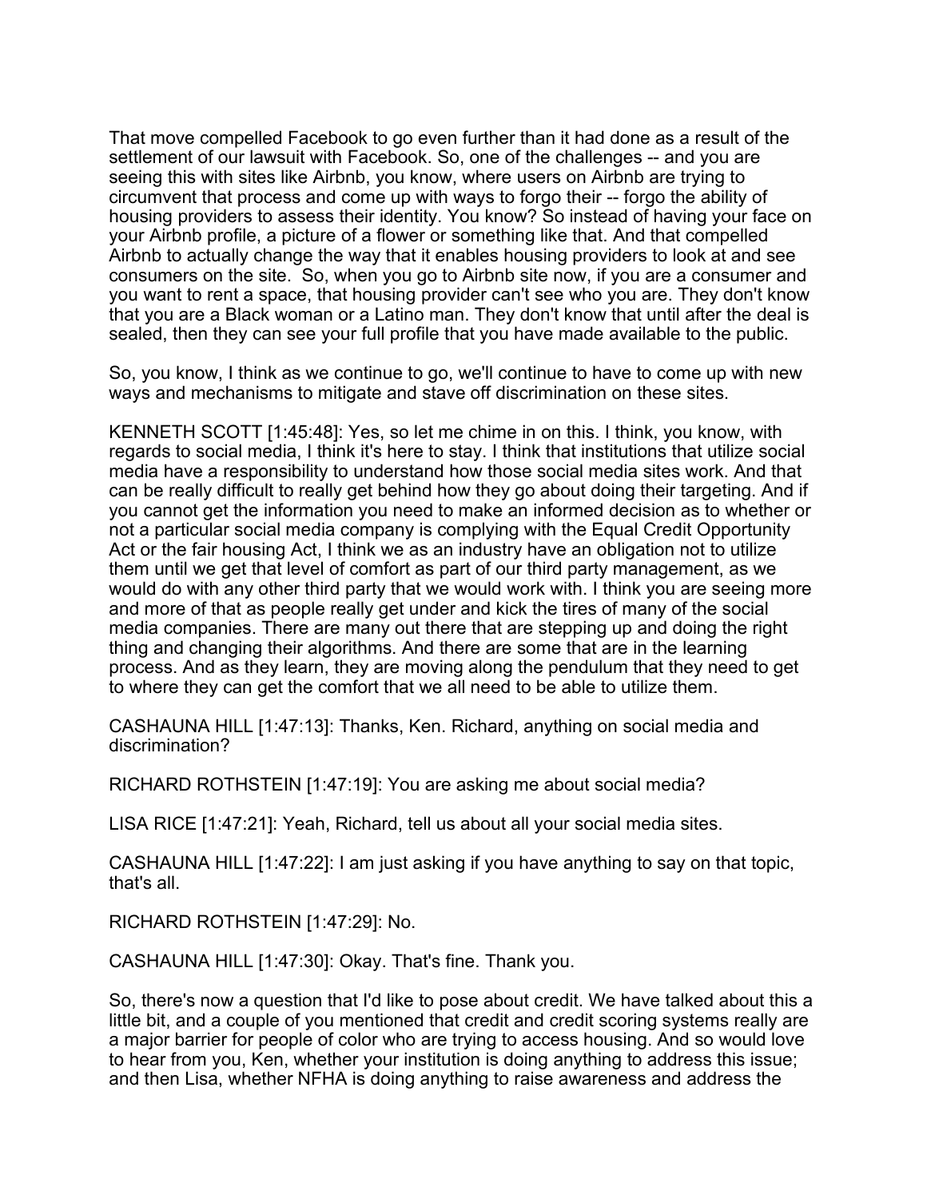That move compelled Facebook to go even further than it had done as a result of the settlement of our lawsuit with Facebook. So, one of the challenges -- and you are seeing this with sites like Airbnb, you know, where users on Airbnb are trying to circumvent that process and come up with ways to forgo their -- forgo the ability of housing providers to assess their identity. You know? So instead of having your face on your Airbnb profile, a picture of a flower or something like that. And that compelled Airbnb to actually change the way that it enables housing providers to look at and see consumers on the site. So, when you go to Airbnb site now, if you are a consumer and you want to rent a space, that housing provider can't see who you are. They don't know that you are a Black woman or a Latino man. They don't know that until after the deal is sealed, then they can see your full profile that you have made available to the public.

So, you know, I think as we continue to go, we'll continue to have to come up with new ways and mechanisms to mitigate and stave off discrimination on these sites.

KENNETH SCOTT [1:45:48]: Yes, so let me chime in on this. I think, you know, with regards to social media, I think it's here to stay. I think that institutions that utilize social media have a responsibility to understand how those social media sites work. And that can be really difficult to really get behind how they go about doing their targeting. And if you cannot get the information you need to make an informed decision as to whether or not a particular social media company is complying with the Equal Credit Opportunity Act or the fair housing Act, I think we as an industry have an obligation not to utilize them until we get that level of comfort as part of our third party management, as we would do with any other third party that we would work with. I think you are seeing more and more of that as people really get under and kick the tires of many of the social media companies. There are many out there that are stepping up and doing the right thing and changing their algorithms. And there are some that are in the learning process. And as they learn, they are moving along the pendulum that they need to get to where they can get the comfort that we all need to be able to utilize them.

CASHAUNA HILL [1:47:13]: Thanks, Ken. Richard, anything on social media and discrimination?

RICHARD ROTHSTEIN [1:47:19]: You are asking me about social media?

LISA RICE [1:47:21]: Yeah, Richard, tell us about all your social media sites.

CASHAUNA HILL [1:47:22]: I am just asking if you have anything to say on that topic, that's all.

RICHARD ROTHSTEIN [1:47:29]: No.

CASHAUNA HILL [1:47:30]: Okay. That's fine. Thank you.

So, there's now a question that I'd like to pose about credit. We have talked about this a little bit, and a couple of you mentioned that credit and credit scoring systems really are a major barrier for people of color who are trying to access housing. And so would love to hear from you, Ken, whether your institution is doing anything to address this issue; and then Lisa, whether NFHA is doing anything to raise awareness and address the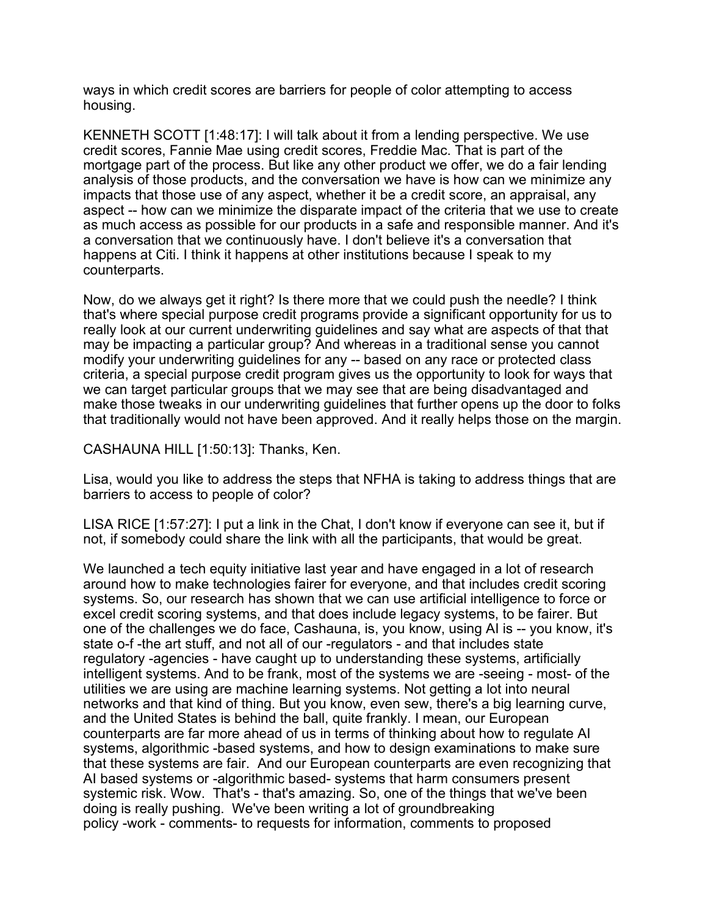ways in which credit scores are barriers for people of color attempting to access housing.

KENNETH SCOTT [1:48:17]: I will talk about it from a lending perspective. We use credit scores, Fannie Mae using credit scores, Freddie Mac. That is part of the mortgage part of the process. But like any other product we offer, we do a fair lending analysis of those products, and the conversation we have is how can we minimize any impacts that those use of any aspect, whether it be a credit score, an appraisal, any aspect -- how can we minimize the disparate impact of the criteria that we use to create as much access as possible for our products in a safe and responsible manner. And it's a conversation that we continuously have. I don't believe it's a conversation that happens at Citi. I think it happens at other institutions because I speak to my counterparts.

Now, do we always get it right? Is there more that we could push the needle? I think that's where special purpose credit programs provide a significant opportunity for us to really look at our current underwriting guidelines and say what are aspects of that that may be impacting a particular group? And whereas in a traditional sense you cannot modify your underwriting guidelines for any -- based on any race or protected class criteria, a special purpose credit program gives us the opportunity to look for ways that we can target particular groups that we may see that are being disadvantaged and make those tweaks in our underwriting guidelines that further opens up the door to folks that traditionally would not have been approved. And it really helps those on the margin.

CASHAUNA HILL [1:50:13]: Thanks, Ken.

Lisa, would you like to address the steps that NFHA is taking to address things that are barriers to access to people of color?

LISA RICE [1:57:27]: I put a link in the Chat, I don't know if everyone can see it, but if not, if somebody could share the link with all the participants, that would be great.

We launched a tech equity initiative last year and have engaged in a lot of research around how to make technologies fairer for everyone, and that includes credit scoring systems. So, our research has shown that we can use artificial intelligence to force or excel credit scoring systems, and that does include legacy systems, to be fairer. But one of the challenges we do face, Cashauna, is, you know, using AI is -- you know, it's state o-f -the art stuff, and not all of our -regulators - and that includes state regulatory -agencies - have caught up to understanding these systems, artificially intelligent systems. And to be frank, most of the systems we are -seeing - most- of the utilities we are using are machine learning systems. Not getting a lot into neural networks and that kind of thing. But you know, even sew, there's a big learning curve, and the United States is behind the ball, quite frankly. I mean, our European counterparts are far more ahead of us in terms of thinking about how to regulate AI systems, algorithmic -based systems, and how to design examinations to make sure that these systems are fair. And our European counterparts are even recognizing that AI based systems or -algorithmic based- systems that harm consumers present systemic risk. Wow. That's - that's amazing. So, one of the things that we've been doing is really pushing. We've been writing a lot of groundbreaking policy -work - comments- to requests for information, comments to proposed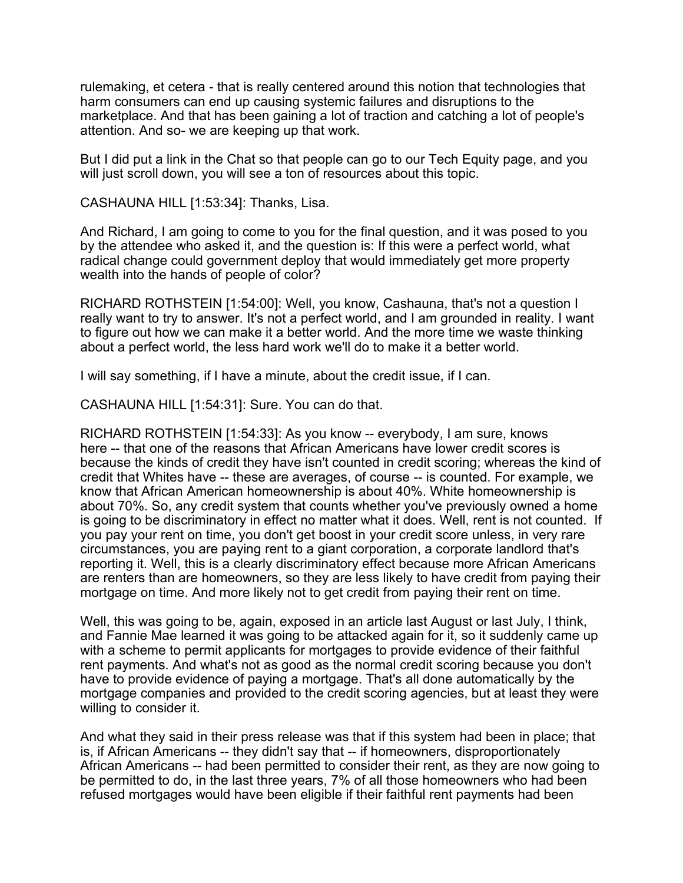rulemaking, et cetera - that is really centered around this notion that technologies that harm consumers can end up causing systemic failures and disruptions to the marketplace. And that has been gaining a lot of traction and catching a lot of people's attention. And so- we are keeping up that work.

But I did put a link in the Chat so that people can go to our Tech Equity page, and you will just scroll down, you will see a ton of resources about this topic.

CASHAUNA HILL [1:53:34]: Thanks, Lisa.

And Richard, I am going to come to you for the final question, and it was posed to you by the attendee who asked it, and the question is: If this were a perfect world, what radical change could government deploy that would immediately get more property wealth into the hands of people of color?

RICHARD ROTHSTEIN [1:54:00]: Well, you know, Cashauna, that's not a question I really want to try to answer. It's not a perfect world, and I am grounded in reality. I want to figure out how we can make it a better world. And the more time we waste thinking about a perfect world, the less hard work we'll do to make it a better world.

I will say something, if I have a minute, about the credit issue, if I can.

CASHAUNA HILL [1:54:31]: Sure. You can do that.

RICHARD ROTHSTEIN [1:54:33]: As you know -- everybody, I am sure, knows here -- that one of the reasons that African Americans have lower credit scores is because the kinds of credit they have isn't counted in credit scoring; whereas the kind of credit that Whites have -- these are averages, of course -- is counted. For example, we know that African American homeownership is about 40%. White homeownership is about 70%. So, any credit system that counts whether you've previously owned a home is going to be discriminatory in effect no matter what it does. Well, rent is not counted. If you pay your rent on time, you don't get boost in your credit score unless, in very rare circumstances, you are paying rent to a giant corporation, a corporate landlord that's reporting it. Well, this is a clearly discriminatory effect because more African Americans are renters than are homeowners, so they are less likely to have credit from paying their mortgage on time. And more likely not to get credit from paying their rent on time.

Well, this was going to be, again, exposed in an article last August or last July, I think, and Fannie Mae learned it was going to be attacked again for it, so it suddenly came up with a scheme to permit applicants for mortgages to provide evidence of their faithful rent payments. And what's not as good as the normal credit scoring because you don't have to provide evidence of paying a mortgage. That's all done automatically by the mortgage companies and provided to the credit scoring agencies, but at least they were willing to consider it.

And what they said in their press release was that if this system had been in place; that is, if African Americans -- they didn't say that -- if homeowners, disproportionately African Americans -- had been permitted to consider their rent, as they are now going to be permitted to do, in the last three years, 7% of all those homeowners who had been refused mortgages would have been eligible if their faithful rent payments had been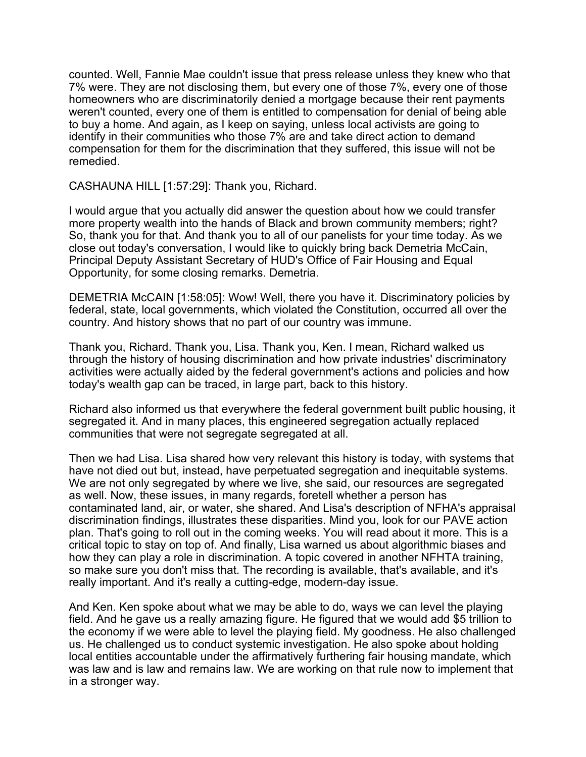counted. Well, Fannie Mae couldn't issue that press release unless they knew who that 7% were. They are not disclosing them, but every one of those 7%, every one of those homeowners who are discriminatorily denied a mortgage because their rent payments weren't counted, every one of them is entitled to compensation for denial of being able to buy a home. And again, as I keep on saying, unless local activists are going to identify in their communities who those 7% are and take direct action to demand compensation for them for the discrimination that they suffered, this issue will not be remedied.

CASHAUNA HILL [1:57:29]: Thank you, Richard.

I would argue that you actually did answer the question about how we could transfer more property wealth into the hands of Black and brown community members; right? So, thank you for that. And thank you to all of our panelists for your time today. As we close out today's conversation, I would like to quickly bring back Demetria McCain, Principal Deputy Assistant Secretary of HUD's Office of Fair Housing and Equal Opportunity, for some closing remarks. Demetria.

DEMETRIA McCAIN [1:58:05]: Wow! Well, there you have it. Discriminatory policies by federal, state, local governments, which violated the Constitution, occurred all over the country. And history shows that no part of our country was immune.

Thank you, Richard. Thank you, Lisa. Thank you, Ken. I mean, Richard walked us through the history of housing discrimination and how private industries' discriminatory activities were actually aided by the federal government's actions and policies and how today's wealth gap can be traced, in large part, back to this history.

Richard also informed us that everywhere the federal government built public housing, it segregated it. And in many places, this engineered segregation actually replaced communities that were not segregate segregated at all.

Then we had Lisa. Lisa shared how very relevant this history is today, with systems that have not died out but, instead, have perpetuated segregation and inequitable systems. We are not only segregated by where we live, she said, our resources are segregated as well. Now, these issues, in many regards, foretell whether a person has contaminated land, air, or water, she shared. And Lisa's description of NFHA's appraisal discrimination findings, illustrates these disparities. Mind you, look for our PAVE action plan. That's going to roll out in the coming weeks. You will read about it more. This is a critical topic to stay on top of. And finally, Lisa warned us about algorithmic biases and how they can play a role in discrimination. A topic covered in another NFHTA training, so make sure you don't miss that. The recording is available, that's available, and it's really important. And it's really a cutting-edge, modern-day issue.

And Ken. Ken spoke about what we may be able to do, ways we can level the playing field. And he gave us a really amazing figure. He figured that we would add $5 trillion to the economy if we were able to level the playing field. My goodness. He also challenged us. He challenged us to conduct systemic investigation. He also spoke about holding local entities accountable under the affirmatively furthering fair housing mandate, which was law and is law and remains law. We are working on that rule now to implement that in a stronger way.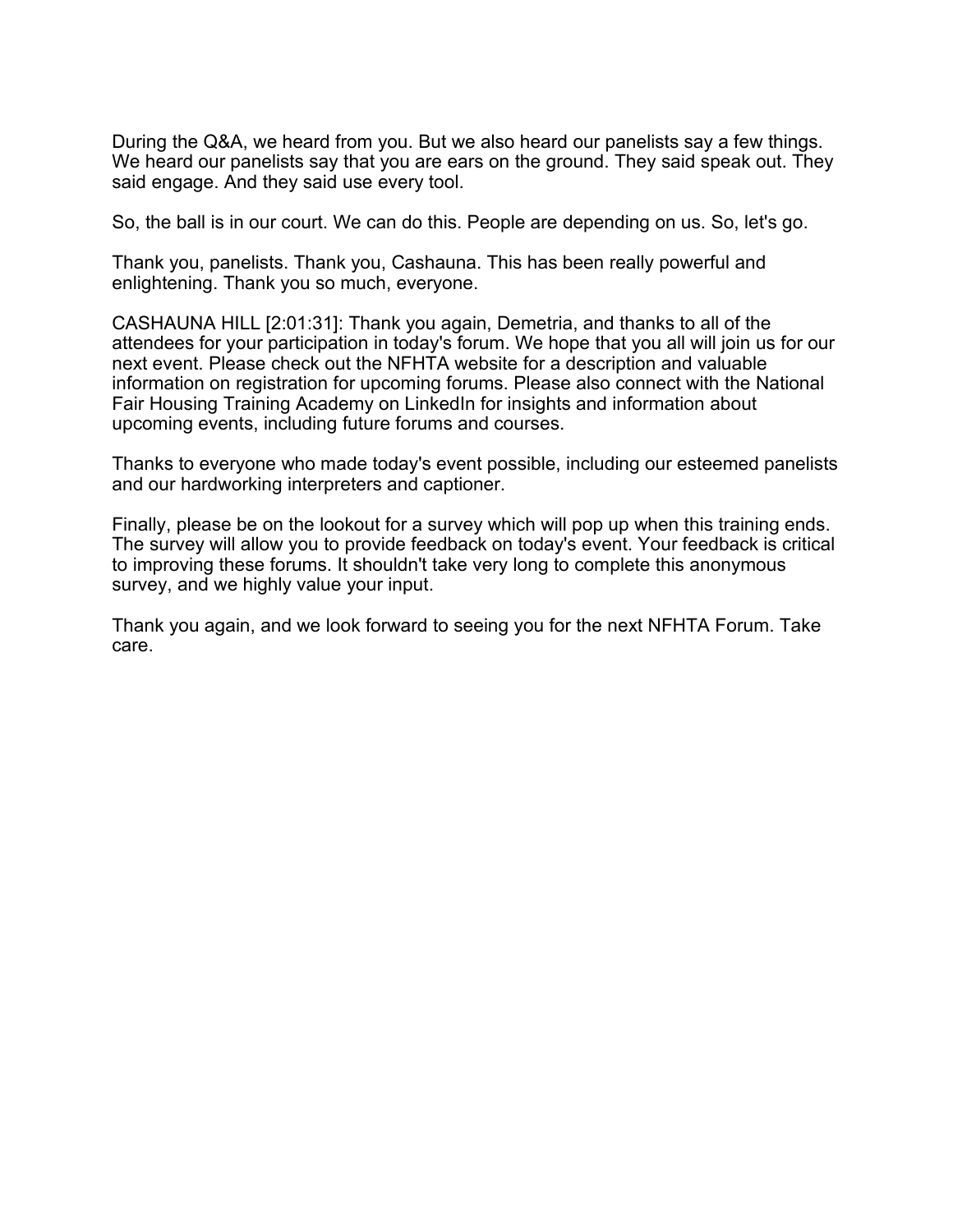During the Q&A, we heard from you. But we also heard our panelists say a few things. We heard our panelists say that you are ears on the ground. They said speak out. They said engage. And they said use every tool.

So, the ball is in our court. We can do this. People are depending on us. So, let's go.

Thank you, panelists. Thank you, Cashauna. This has been really powerful and enlightening. Thank you so much, everyone.

CASHAUNA HILL [2:01:31]: Thank you again, Demetria, and thanks to all of the attendees for your participation in today's forum. We hope that you all will join us for our next event. Please check out the NFHTA website for a description and valuable information on registration for upcoming forums. Please also connect with the National Fair Housing Training Academy on LinkedIn for insights and information about upcoming events, including future forums and courses.

Thanks to everyone who made today's event possible, including our esteemed panelists and our hardworking interpreters and captioner.

Finally, please be on the lookout for a survey which will pop up when this training ends. The survey will allow you to provide feedback on today's event. Your feedback is critical to improving these forums. It shouldn't take very long to complete this anonymous survey, and we highly value your input.

Thank you again, and we look forward to seeing you for the next NFHTA Forum. Take care.